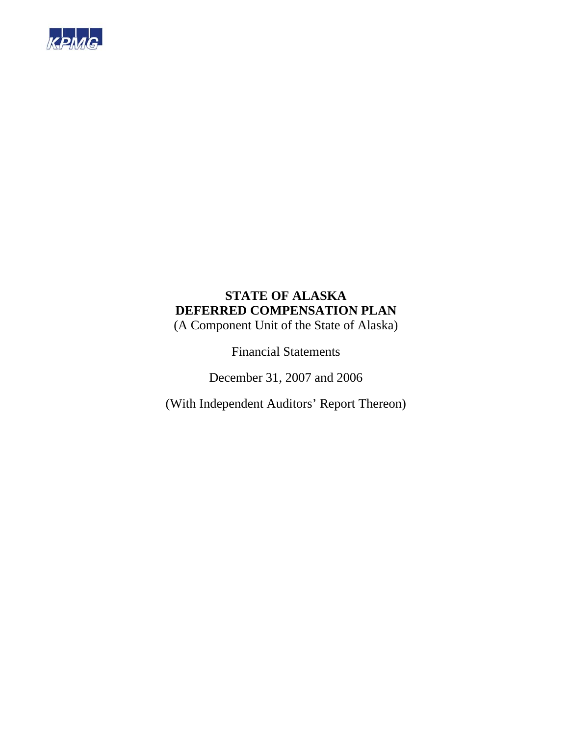KPMG

# STATE OF ALASKA
# DEFERRED COMPENSATION PLAN

(A Component Unit of the State of Alaska)

Financial Statements

December 31, 2007 and 2006

(With Independent Auditors' Report Thereon)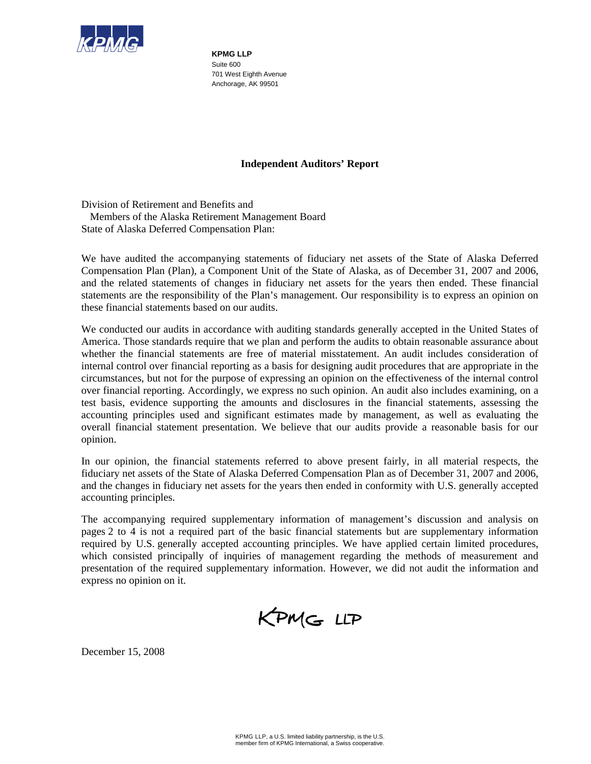**KPMG LLP**
Suite 600
701 West Eighth Avenue
Anchorage, AK 99501

## Independent Auditors' Report

Division of Retirement and Benefits and
Members of the Alaska Retirement Management Board
State of Alaska Deferred Compensation Plan:

We have audited the accompanying statements of fiduciary net assets of the State of Alaska Deferred Compensation Plan (Plan), a Component Unit of the State of Alaska, as of December 31, 2007 and 2006, and the related statements of changes in fiduciary net assets for the years then ended. These financial statements are the responsibility of the Plan's management. Our responsibility is to express an opinion on these financial statements based on our audits.

We conducted our audits in accordance with auditing standards generally accepted in the United States of America. Those standards require that we plan and perform the audits to obtain reasonable assurance about whether the financial statements are free of material misstatement. An audit includes consideration of internal control over financial reporting as a basis for designing audit procedures that are appropriate in the circumstances, but not for the purpose of expressing an opinion on the effectiveness of the internal control over financial reporting. Accordingly, we express no such opinion. An audit also includes examining, on a test basis, evidence supporting the amounts and disclosures in the financial statements, assessing the accounting principles used and significant estimates made by management, as well as evaluating the overall financial statement presentation. We believe that our audits provide a reasonable basis for our opinion.

In our opinion, the financial statements referred to above present fairly, in all material respects, the fiduciary net assets of the State of Alaska Deferred Compensation Plan as of December 31, 2007 and 2006, and the changes in fiduciary net assets for the years then ended in conformity with U.S. generally accepted accounting principles.

The accompanying required supplementary information of management's discussion and analysis on pages 2 to 4 is not a required part of the basic financial statements but are supplementary information required by U.S. generally accepted accounting principles. We have applied certain limited procedures, which consisted principally of inquiries of management regarding the methods of measurement and presentation of the required supplementary information. However, we did not audit the information and express no opinion on it.

KPMG LLP

December 15, 2008

KPMG LLP, a U.S. limited liability partnership, is the U.S. member firm of KPMG International, a Swiss cooperative.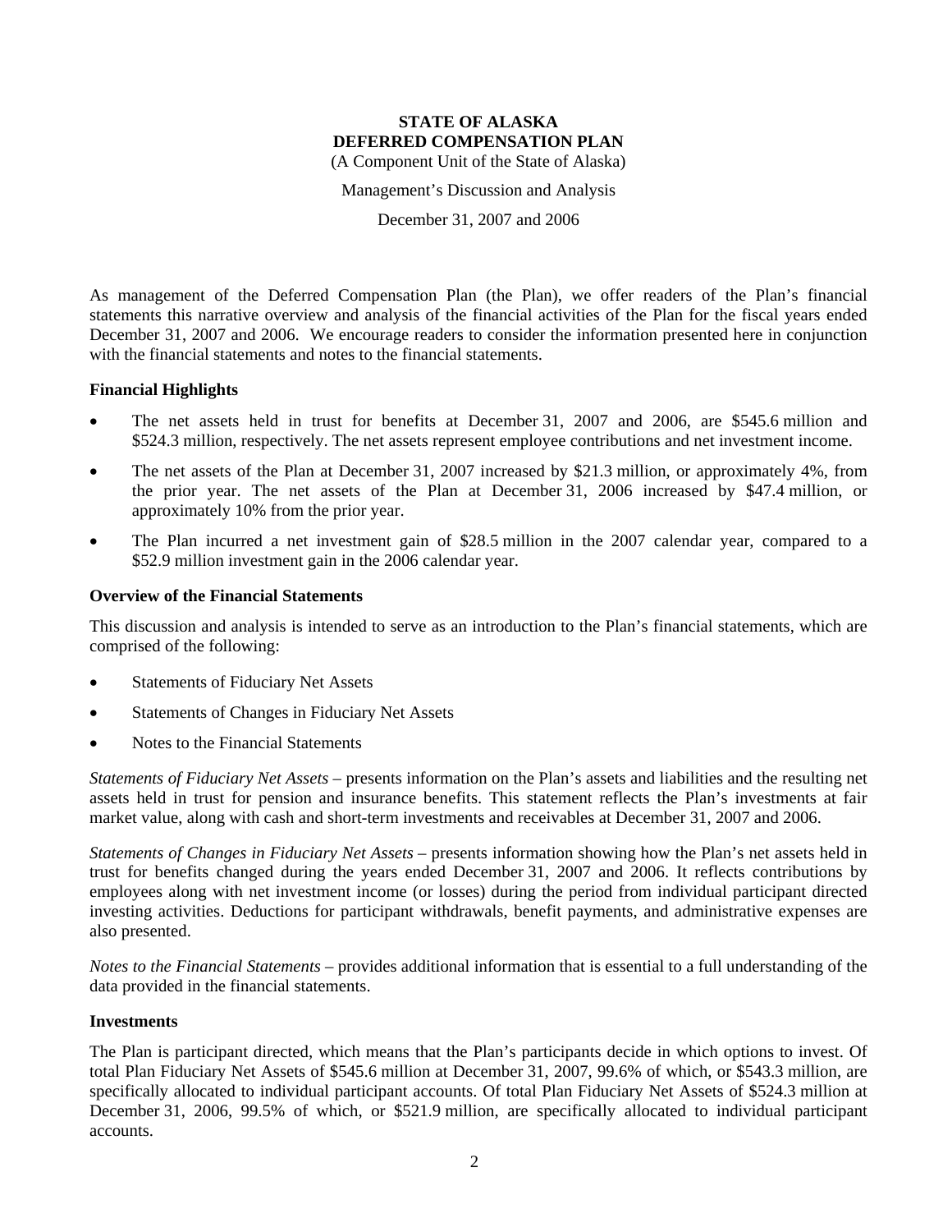# STATE OF ALASKA
# DEFERRED COMPENSATION PLAN

(A Component Unit of the State of Alaska)

Management's Discussion and Analysis

December 31, 2007 and 2006

As management of the Deferred Compensation Plan (the Plan), we offer readers of the Plan's financial statements this narrative overview and analysis of the financial activities of the Plan for the fiscal years ended December 31, 2007 and 2006. We encourage readers to consider the information presented here in conjunction with the financial statements and notes to the financial statements.

## Financial Highlights

- The net assets held in trust for benefits at December 31, 2007 and 2006, are $545.6 million and $524.3 million, respectively. The net assets represent employee contributions and net investment income.
- The net assets of the Plan at December 31, 2007 increased by $21.3 million, or approximately 4%, from the prior year. The net assets of the Plan at December 31, 2006 increased by $47.4 million, or approximately 10% from the prior year.
- The Plan incurred a net investment gain of $28.5 million in the 2007 calendar year, compared to a $52.9 million investment gain in the 2006 calendar year.

## Overview of the Financial Statements

This discussion and analysis is intended to serve as an introduction to the Plan's financial statements, which are comprised of the following:

- Statements of Fiduciary Net Assets
- Statements of Changes in Fiduciary Net Assets
- Notes to the Financial Statements

*Statements of Fiduciary Net Assets* – presents information on the Plan's assets and liabilities and the resulting net assets held in trust for pension and insurance benefits. This statement reflects the Plan's investments at fair market value, along with cash and short-term investments and receivables at December 31, 2007 and 2006.

*Statements of Changes in Fiduciary Net Assets* – presents information showing how the Plan's net assets held in trust for benefits changed during the years ended December 31, 2007 and 2006. It reflects contributions by employees along with net investment income (or losses) during the period from individual participant directed investing activities. Deductions for participant withdrawals, benefit payments, and administrative expenses are also presented.

*Notes to the Financial Statements* – provides additional information that is essential to a full understanding of the data provided in the financial statements.

## Investments

The Plan is participant directed, which means that the Plan's participants decide in which options to invest. Of total Plan Fiduciary Net Assets of $545.6 million at December 31, 2007, 99.6% of which, or $543.3 million, are specifically allocated to individual participant accounts. Of total Plan Fiduciary Net Assets of $524.3 million at December 31, 2006, 99.5% of which, or $521.9 million, are specifically allocated to individual participant accounts.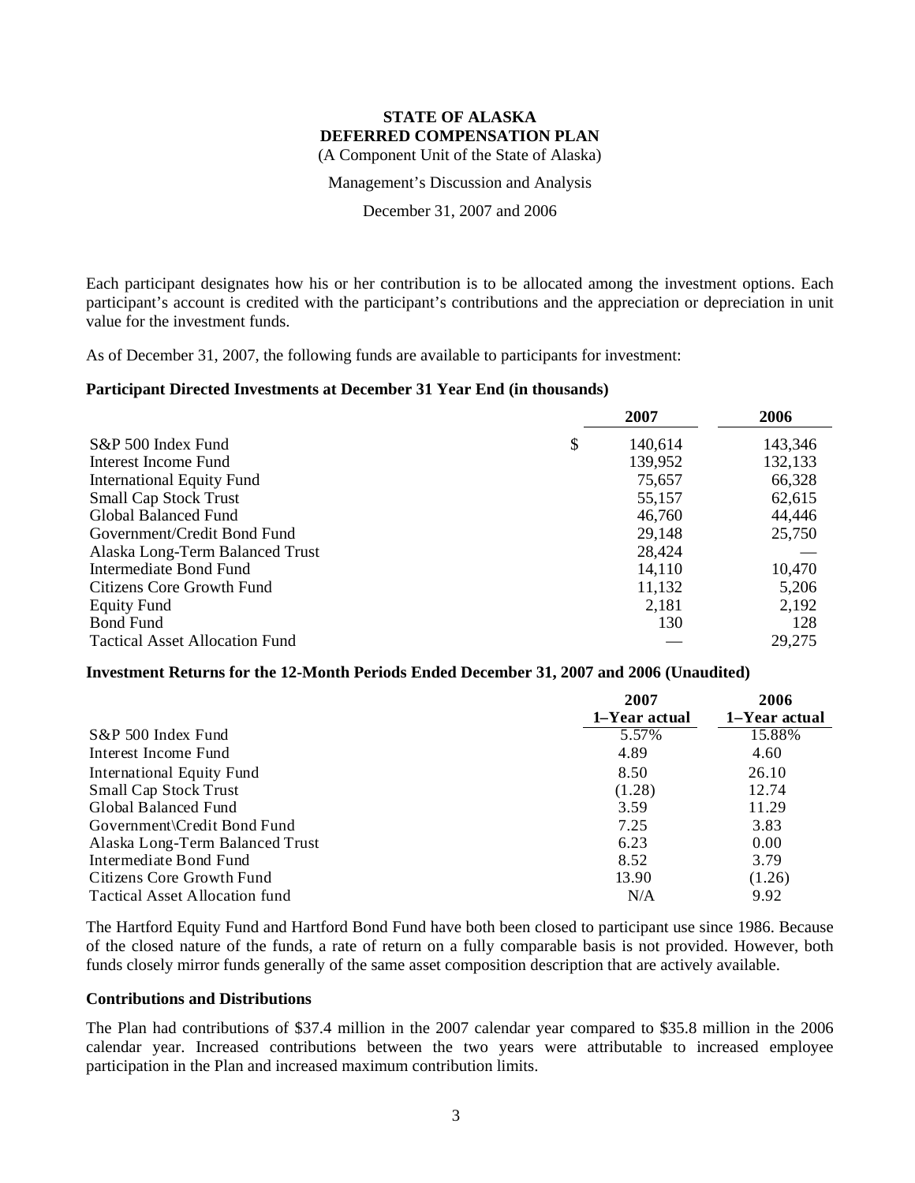**STATE OF ALASKA**
**DEFERRED COMPENSATION PLAN**
(A Component Unit of the State of Alaska)

Management's Discussion and Analysis

December 31, 2007 and 2006

Each participant designates how his or her contribution is to be allocated among the investment options. Each participant's account is credited with the participant's contributions and the appreciation or depreciation in unit value for the investment funds.

As of December 31, 2007, the following funds are available to participants for investment:

**Participant Directed Investments at December 31 Year End (in thousands)**

| | | 2007 | 2006 |
|---|---|---|---|
| S&P 500 Index Fund | $ | 140,614 | 143,346 |
| Interest Income Fund | | 139,952 | 132,133 |
| International Equity Fund | | 75,657 | 66,328 |
| Small Cap Stock Trust | | 55,157 | 62,615 |
| Global Balanced Fund | | 46,760 | 44,446 |
| Government/Credit Bond Fund | | 29,148 | 25,750 |
| Alaska Long-Term Balanced Trust | | 28,424 | — |
| Intermediate Bond Fund | | 14,110 | 10,470 |
| Citizens Core Growth Fund | | 11,132 | 5,206 |
| Equity Fund | | 2,181 | 2,192 |
| Bond Fund | | 130 | 128 |
| Tactical Asset Allocation Fund | | — | 29,275 |

**Investment Returns for the 12-Month Periods Ended December 31, 2007 and 2006 (Unaudited)**

| | 2007<br>1–Year actual | 2006<br>1–Year actual |
|---|---|---|
| S&P 500 Index Fund | 5.57% | 15.88% |
| Interest Income Fund | 4.89 | 4.60 |
| International Equity Fund | 8.50 | 26.10 |
| Small Cap Stock Trust | (1.28) | 12.74 |
| Global Balanced Fund | 3.59 | 11.29 |
| Government\Credit Bond Fund | 7.25 | 3.83 |
| Alaska Long-Term Balanced Trust | 6.23 | 0.00 |
| Intermediate Bond Fund | 8.52 | 3.79 |
| Citizens Core Growth Fund | 13.90 | (1.26) |
| Tactical Asset Allocation fund | N/A | 9.92 |

The Hartford Equity Fund and Hartford Bond Fund have both been closed to participant use since 1986. Because of the closed nature of the funds, a rate of return on a fully comparable basis is not provided. However, both funds closely mirror funds generally of the same asset composition description that are actively available.

**Contributions and Distributions**

The Plan had contributions of $37.4 million in the 2007 calendar year compared to $35.8 million in the 2006 calendar year. Increased contributions between the two years were attributable to increased employee participation in the Plan and increased maximum contribution limits.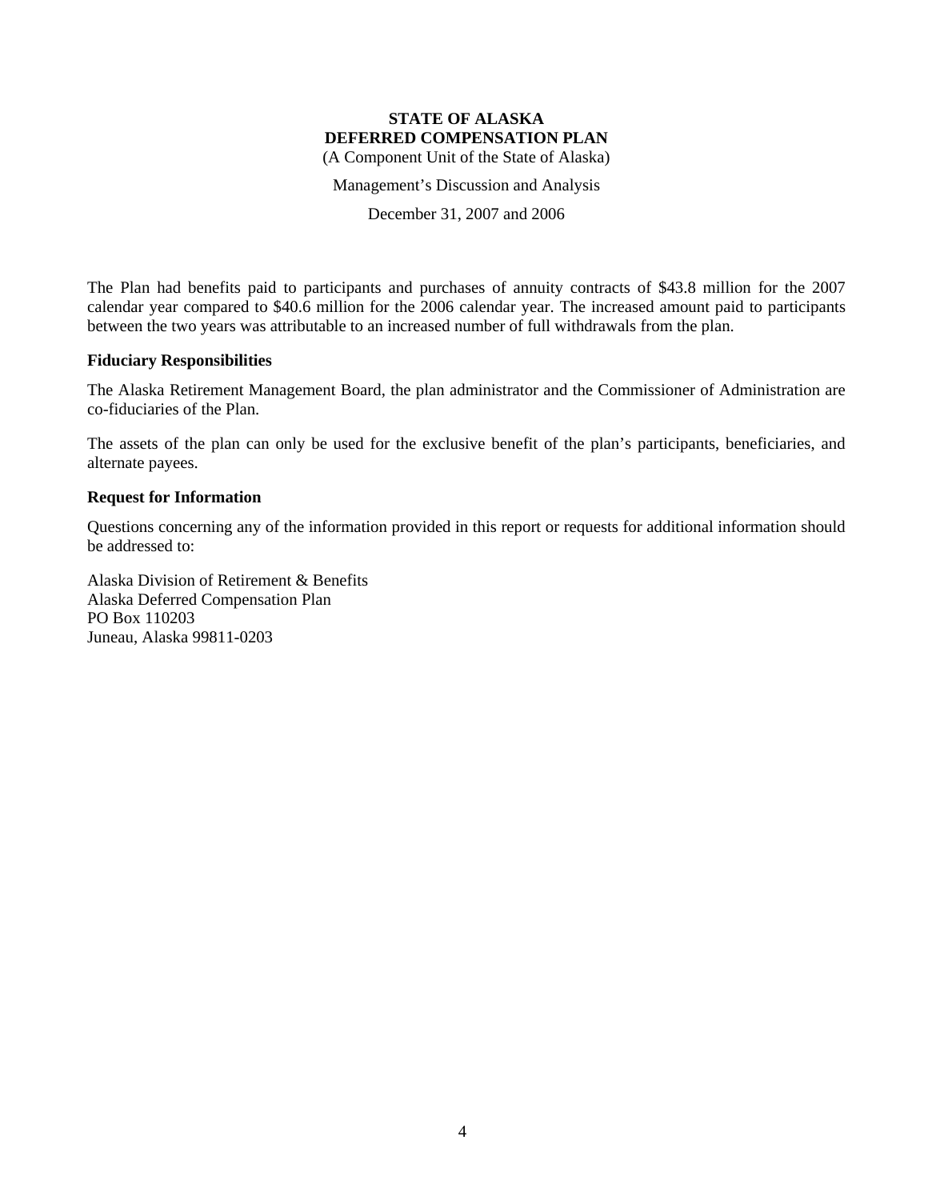**STATE OF ALASKA**
**DEFERRED COMPENSATION PLAN**
(A Component Unit of the State of Alaska)

Management's Discussion and Analysis

December 31, 2007 and 2006

The Plan had benefits paid to participants and purchases of annuity contracts of $43.8 million for the 2007 calendar year compared to $40.6 million for the 2006 calendar year. The increased amount paid to participants between the two years was attributable to an increased number of full withdrawals from the plan.

**Fiduciary Responsibilities**

The Alaska Retirement Management Board, the plan administrator and the Commissioner of Administration are co-fiduciaries of the Plan.

The assets of the plan can only be used for the exclusive benefit of the plan's participants, beneficiaries, and alternate payees.

**Request for Information**

Questions concerning any of the information provided in this report or requests for additional information should be addressed to:

Alaska Division of Retirement & Benefits
Alaska Deferred Compensation Plan
PO Box 110203
Juneau, Alaska 99811-0203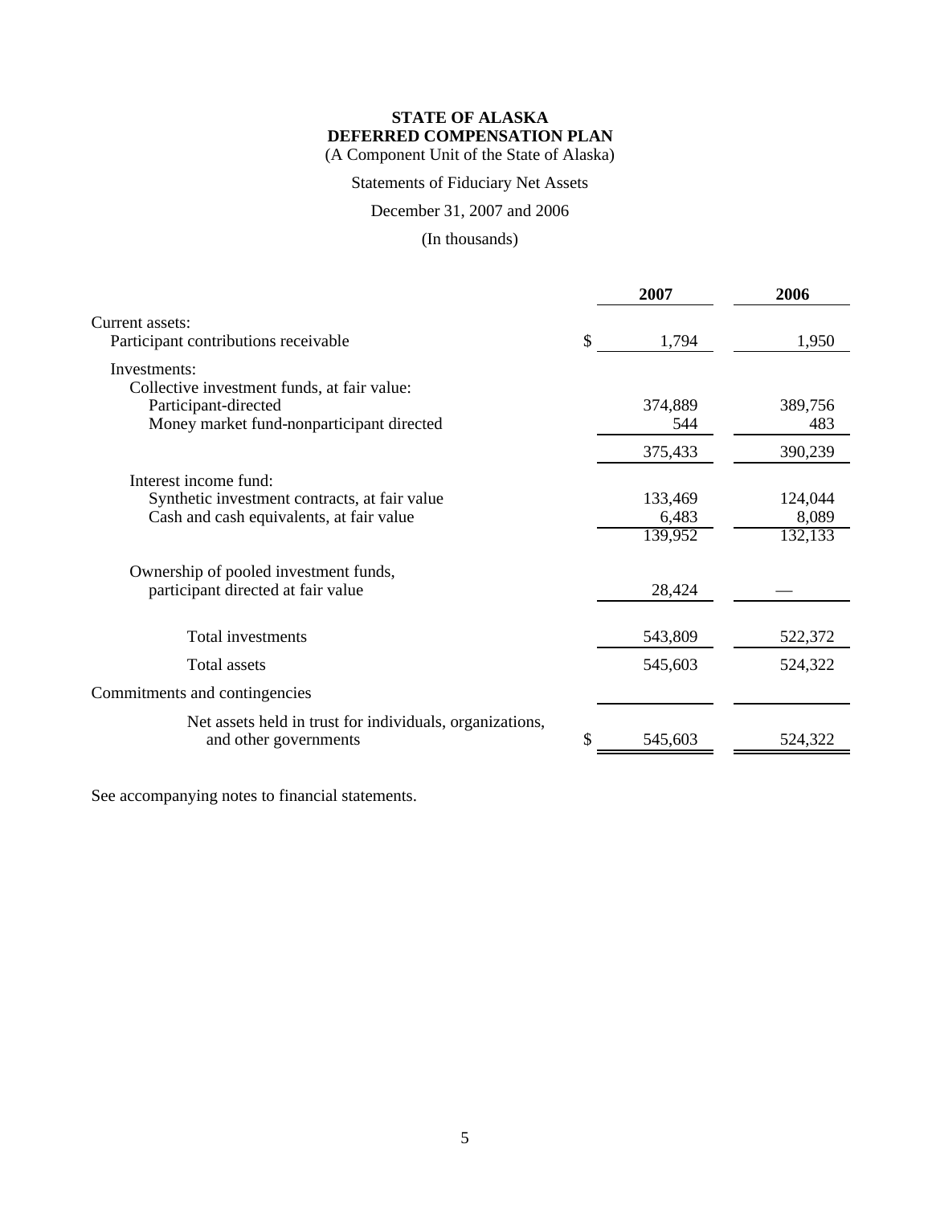**STATE OF ALASKA**
**DEFERRED COMPENSATION PLAN**
(A Component Unit of the State of Alaska)

Statements of Fiduciary Net Assets

December 31, 2007 and 2006

(In thousands)

| | 2007 | 2006 |
|---|---|---|
| Current assets: | | |
| Participant contributions receivable | $ 1,794 | 1,950 |
| Investments: | | |
| Collective investment funds, at fair value: | | |
| Participant-directed | 374,889 | 389,756 |
| Money market fund-nonparticipant directed | 544 | 483 |
| | 375,433 | 390,239 |
| Interest income fund: | | |
| Synthetic investment contracts, at fair value | 133,469 | 124,044 |
| Cash and cash equivalents, at fair value | 6,483 | 8,089 |
| | 139,952 | 132,133 |
| Ownership of pooled investment funds, participant directed at fair value | 28,424 | — |
| Total investments | 543,809 | 522,372 |
| Total assets | 545,603 | 524,322 |
| Commitments and contingencies | | |
| Net assets held in trust for individuals, organizations, and other governments | $ 545,603 | 524,322 |

See accompanying notes to financial statements.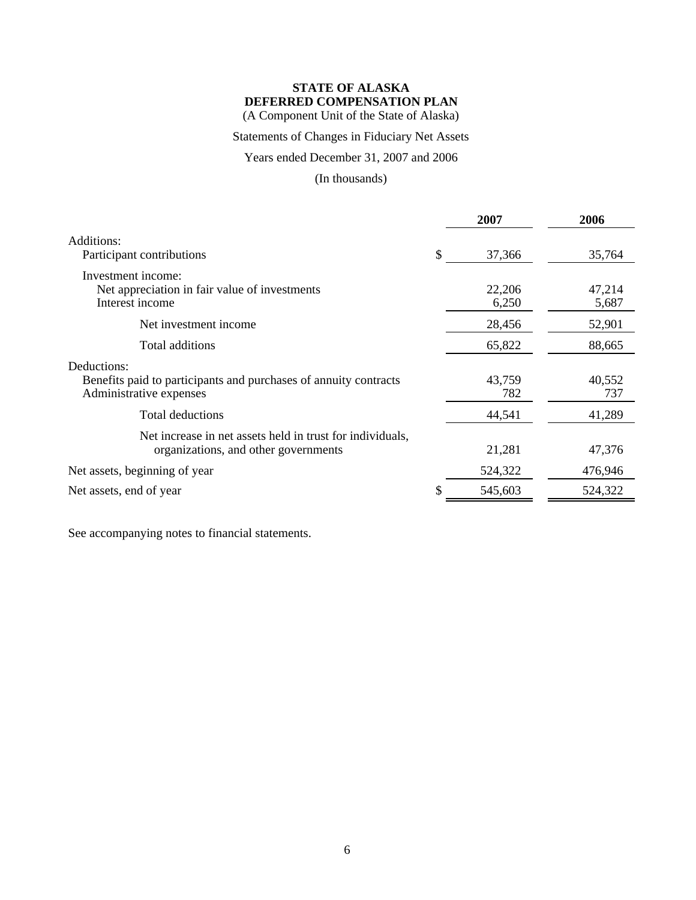**STATE OF ALASKA**
**DEFERRED COMPENSATION PLAN**
(A Component Unit of the State of Alaska)

Statements of Changes in Fiduciary Net Assets

Years ended December 31, 2007 and 2006

(In thousands)

| | 2007 | 2006 |
|---|---|---|
| Additions: | | |
| Participant contributions | $ 37,366 | 35,764 |
| Investment income: | | |
| Net appreciation in fair value of investments | 22,206 | 47,214 |
| Interest income | 6,250 | 5,687 |
| Net investment income | 28,456 | 52,901 |
| Total additions | 65,822 | 88,665 |
| Deductions: | | |
| Benefits paid to participants and purchases of annuity contracts | 43,759 | 40,552 |
| Administrative expenses | 782 | 737 |
| Total deductions | 44,541 | 41,289 |
| Net increase in net assets held in trust for individuals, organizations, and other governments | 21,281 | 47,376 |
| Net assets, beginning of year | 524,322 | 476,946 |
| Net assets, end of year | $ 545,603 | 524,322 |

See accompanying notes to financial statements.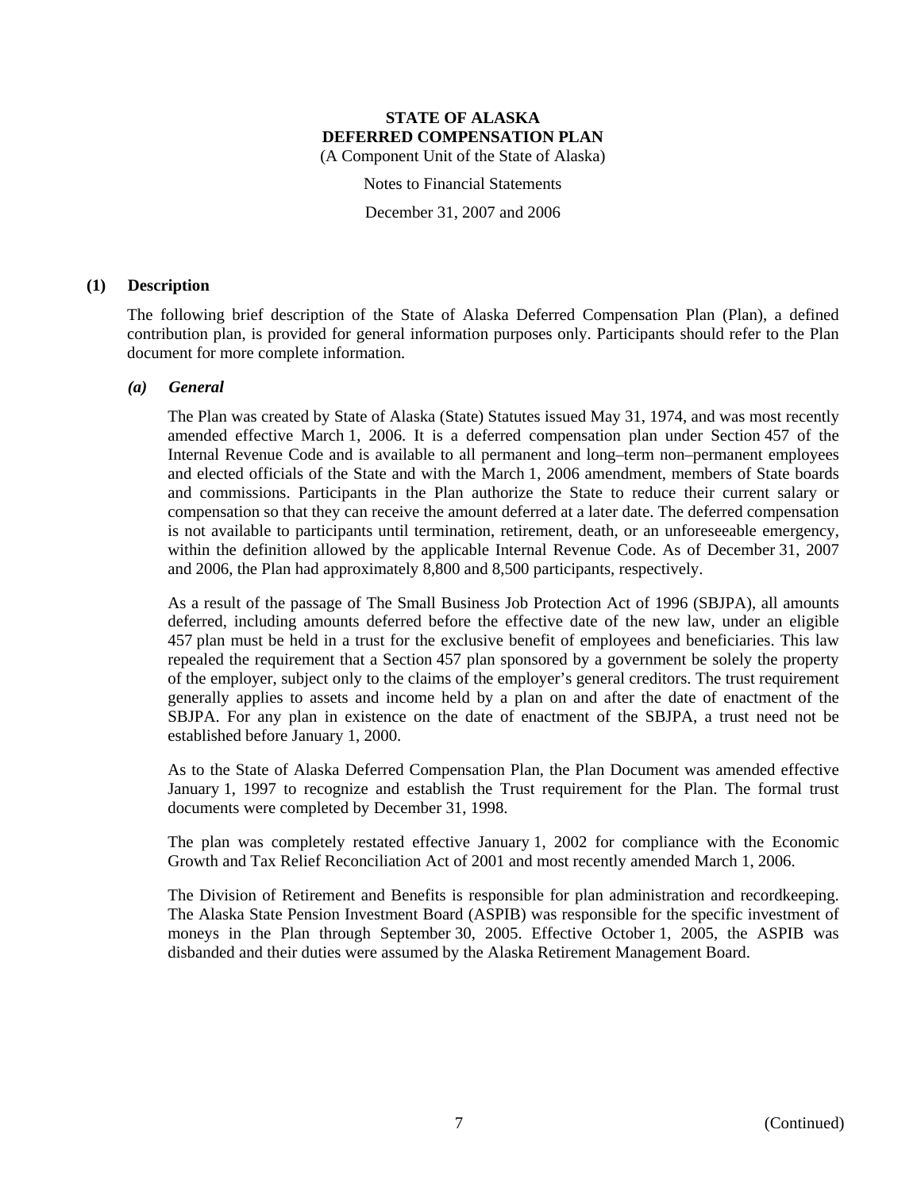# STATE OF ALASKA
# DEFERRED COMPENSATION PLAN

(A Component Unit of the State of Alaska)

Notes to Financial Statements

December 31, 2007 and 2006

## (1) Description

The following brief description of the State of Alaska Deferred Compensation Plan (Plan), a defined contribution plan, is provided for general information purposes only. Participants should refer to the Plan document for more complete information.

### *(a) General*

The Plan was created by State of Alaska (State) Statutes issued May 31, 1974, and was most recently amended effective March 1, 2006. It is a deferred compensation plan under Section 457 of the Internal Revenue Code and is available to all permanent and long–term non–permanent employees and elected officials of the State and with the March 1, 2006 amendment, members of State boards and commissions. Participants in the Plan authorize the State to reduce their current salary or compensation so that they can receive the amount deferred at a later date. The deferred compensation is not available to participants until termination, retirement, death, or an unforeseeable emergency, within the definition allowed by the applicable Internal Revenue Code. As of December 31, 2007 and 2006, the Plan had approximately 8,800 and 8,500 participants, respectively.

As a result of the passage of The Small Business Job Protection Act of 1996 (SBJPA), all amounts deferred, including amounts deferred before the effective date of the new law, under an eligible 457 plan must be held in a trust for the exclusive benefit of employees and beneficiaries. This law repealed the requirement that a Section 457 plan sponsored by a government be solely the property of the employer, subject only to the claims of the employer's general creditors. The trust requirement generally applies to assets and income held by a plan on and after the date of enactment of the SBJPA. For any plan in existence on the date of enactment of the SBJPA, a trust need not be established before January 1, 2000.

As to the State of Alaska Deferred Compensation Plan, the Plan Document was amended effective January 1, 1997 to recognize and establish the Trust requirement for the Plan. The formal trust documents were completed by December 31, 1998.

The plan was completely restated effective January 1, 2002 for compliance with the Economic Growth and Tax Relief Reconciliation Act of 2001 and most recently amended March 1, 2006.

The Division of Retirement and Benefits is responsible for plan administration and recordkeeping. The Alaska State Pension Investment Board (ASPIB) was responsible for the specific investment of moneys in the Plan through September 30, 2005. Effective October 1, 2005, the ASPIB was disbanded and their duties were assumed by the Alaska Retirement Management Board.

(Continued)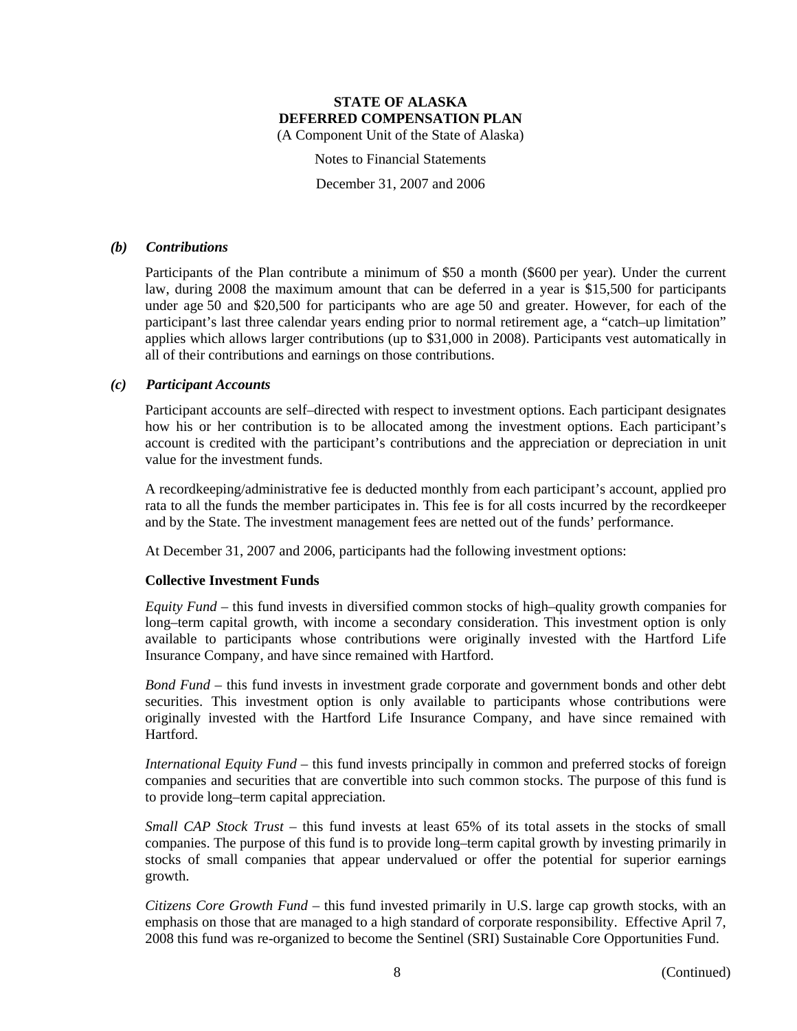### *(b) Contributions*

Participants of the Plan contribute a minimum of $50 a month ($600 per year). Under the current law, during 2008 the maximum amount that can be deferred in a year is $15,500 for participants under age 50 and $20,500 for participants who are age 50 and greater. However, for each of the participant's last three calendar years ending prior to normal retirement age, a "catch–up limitation" applies which allows larger contributions (up to $31,000 in 2008). Participants vest automatically in all of their contributions and earnings on those contributions.

### *(c) Participant Accounts*

Participant accounts are self–directed with respect to investment options. Each participant designates how his or her contribution is to be allocated among the investment options. Each participant's account is credited with the participant's contributions and the appreciation or depreciation in unit value for the investment funds.

A recordkeeping/administrative fee is deducted monthly from each participant's account, applied pro rata to all the funds the member participates in. This fee is for all costs incurred by the recordkeeper and by the State. The investment management fees are netted out of the funds' performance.

At December 31, 2007 and 2006, participants had the following investment options:

**Collective Investment Funds**

*Equity Fund* – this fund invests in diversified common stocks of high–quality growth companies for long–term capital growth, with income a secondary consideration. This investment option is only available to participants whose contributions were originally invested with the Hartford Life Insurance Company, and have since remained with Hartford.

*Bond Fund* – this fund invests in investment grade corporate and government bonds and other debt securities. This investment option is only available to participants whose contributions were originally invested with the Hartford Life Insurance Company, and have since remained with Hartford.

*International Equity Fund* – this fund invests principally in common and preferred stocks of foreign companies and securities that are convertible into such common stocks. The purpose of this fund is to provide long–term capital appreciation.

*Small CAP Stock Trust* – this fund invests at least 65% of its total assets in the stocks of small companies. The purpose of this fund is to provide long–term capital growth by investing primarily in stocks of small companies that appear undervalued or offer the potential for superior earnings growth.

*Citizens Core Growth Fund* – this fund invested primarily in U.S. large cap growth stocks, with an emphasis on those that are managed to a high standard of corporate responsibility. Effective April 7, 2008 this fund was re-organized to become the Sentinel (SRI) Sustainable Core Opportunities Fund.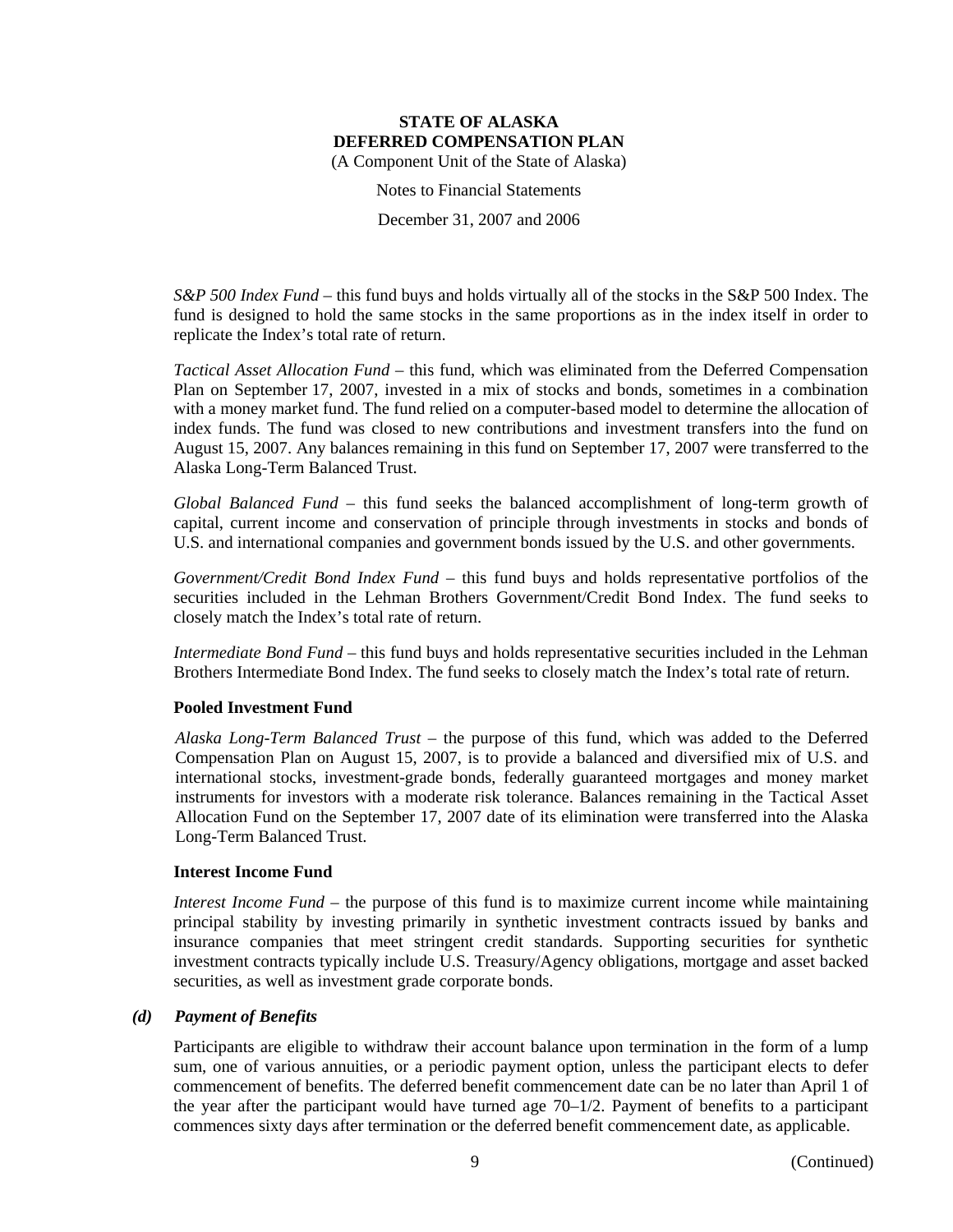*S&P 500 Index Fund* – this fund buys and holds virtually all of the stocks in the S&P 500 Index. The fund is designed to hold the same stocks in the same proportions as in the index itself in order to replicate the Index's total rate of return.

*Tactical Asset Allocation Fund* – this fund, which was eliminated from the Deferred Compensation Plan on September 17, 2007, invested in a mix of stocks and bonds, sometimes in a combination with a money market fund. The fund relied on a computer-based model to determine the allocation of index funds. The fund was closed to new contributions and investment transfers into the fund on August 15, 2007. Any balances remaining in this fund on September 17, 2007 were transferred to the Alaska Long-Term Balanced Trust.

*Global Balanced Fund* – this fund seeks the balanced accomplishment of long-term growth of capital, current income and conservation of principle through investments in stocks and bonds of U.S. and international companies and government bonds issued by the U.S. and other governments.

*Government/Credit Bond Index Fund* – this fund buys and holds representative portfolios of the securities included in the Lehman Brothers Government/Credit Bond Index. The fund seeks to closely match the Index's total rate of return.

*Intermediate Bond Fund* – this fund buys and holds representative securities included in the Lehman Brothers Intermediate Bond Index. The fund seeks to closely match the Index's total rate of return.

**Pooled Investment Fund**

*Alaska Long-Term Balanced Trust* – the purpose of this fund, which was added to the Deferred Compensation Plan on August 15, 2007, is to provide a balanced and diversified mix of U.S. and international stocks, investment-grade bonds, federally guaranteed mortgages and money market instruments for investors with a moderate risk tolerance. Balances remaining in the Tactical Asset Allocation Fund on the September 17, 2007 date of its elimination were transferred into the Alaska Long-Term Balanced Trust.

**Interest Income Fund**

*Interest Income Fund* – the purpose of this fund is to maximize current income while maintaining principal stability by investing primarily in synthetic investment contracts issued by banks and insurance companies that meet stringent credit standards. Supporting securities for synthetic investment contracts typically include U.S. Treasury/Agency obligations, mortgage and asset backed securities, as well as investment grade corporate bonds.

***(d) Payment of Benefits***

Participants are eligible to withdraw their account balance upon termination in the form of a lump sum, one of various annuities, or a periodic payment option, unless the participant elects to defer commencement of benefits. The deferred benefit commencement date can be no later than April 1 of the year after the participant would have turned age 70–1/2. Payment of benefits to a participant commences sixty days after termination or the deferred benefit commencement date, as applicable.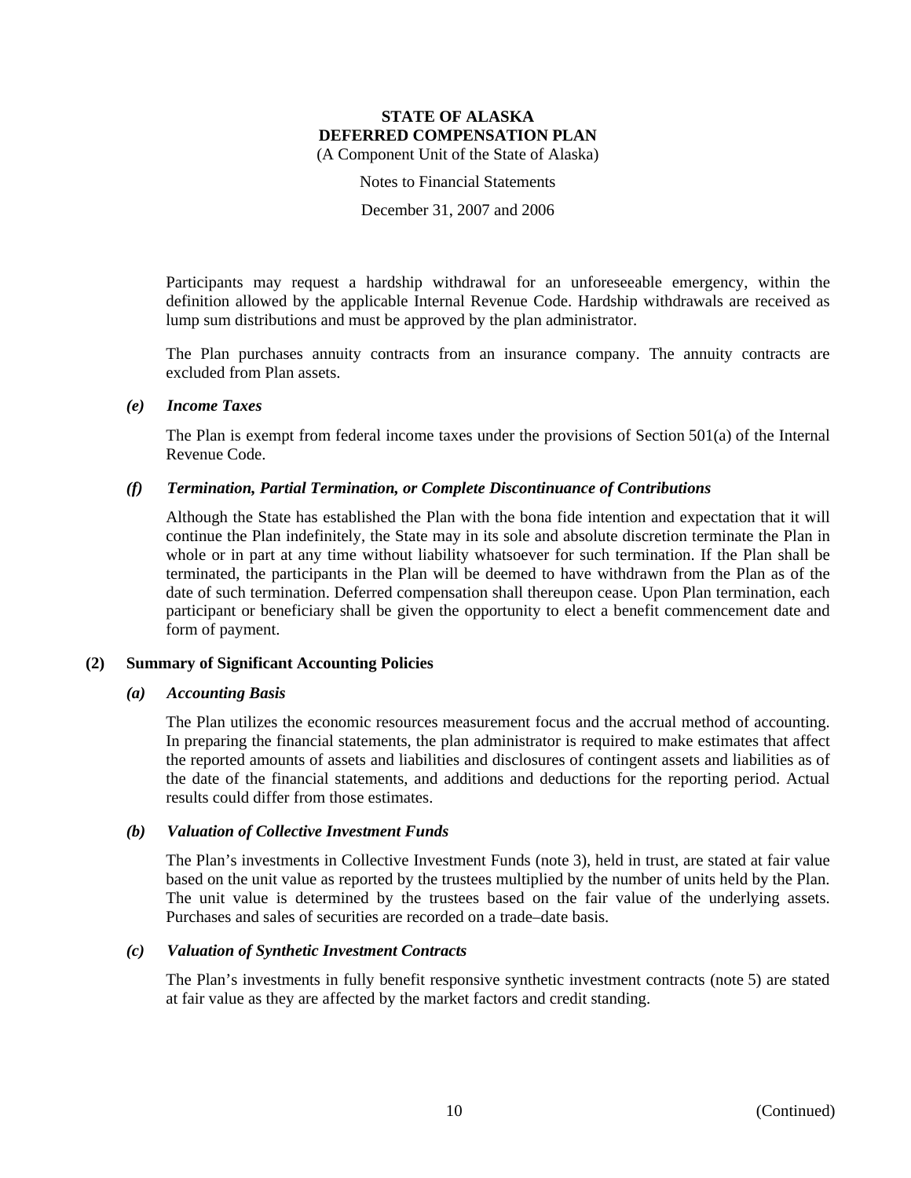Participants may request a hardship withdrawal for an unforeseeable emergency, within the definition allowed by the applicable Internal Revenue Code. Hardship withdrawals are received as lump sum distributions and must be approved by the plan administrator.

The Plan purchases annuity contracts from an insurance company. The annuity contracts are excluded from Plan assets.

### *(e) Income Taxes*

The Plan is exempt from federal income taxes under the provisions of Section 501(a) of the Internal Revenue Code.

### *(f) Termination, Partial Termination, or Complete Discontinuance of Contributions*

Although the State has established the Plan with the bona fide intention and expectation that it will continue the Plan indefinitely, the State may in its sole and absolute discretion terminate the Plan in whole or in part at any time without liability whatsoever for such termination. If the Plan shall be terminated, the participants in the Plan will be deemed to have withdrawn from the Plan as of the date of such termination. Deferred compensation shall thereupon cease. Upon Plan termination, each participant or beneficiary shall be given the opportunity to elect a benefit commencement date and form of payment.

## (2) Summary of Significant Accounting Policies

### *(a) Accounting Basis*

The Plan utilizes the economic resources measurement focus and the accrual method of accounting. In preparing the financial statements, the plan administrator is required to make estimates that affect the reported amounts of assets and liabilities and disclosures of contingent assets and liabilities as of the date of the financial statements, and additions and deductions for the reporting period. Actual results could differ from those estimates.

### *(b) Valuation of Collective Investment Funds*

The Plan's investments in Collective Investment Funds (note 3), held in trust, are stated at fair value based on the unit value as reported by the trustees multiplied by the number of units held by the Plan. The unit value is determined by the trustees based on the fair value of the underlying assets. Purchases and sales of securities are recorded on a trade–date basis.

### *(c) Valuation of Synthetic Investment Contracts*

The Plan's investments in fully benefit responsive synthetic investment contracts (note 5) are stated at fair value as they are affected by the market factors and credit standing.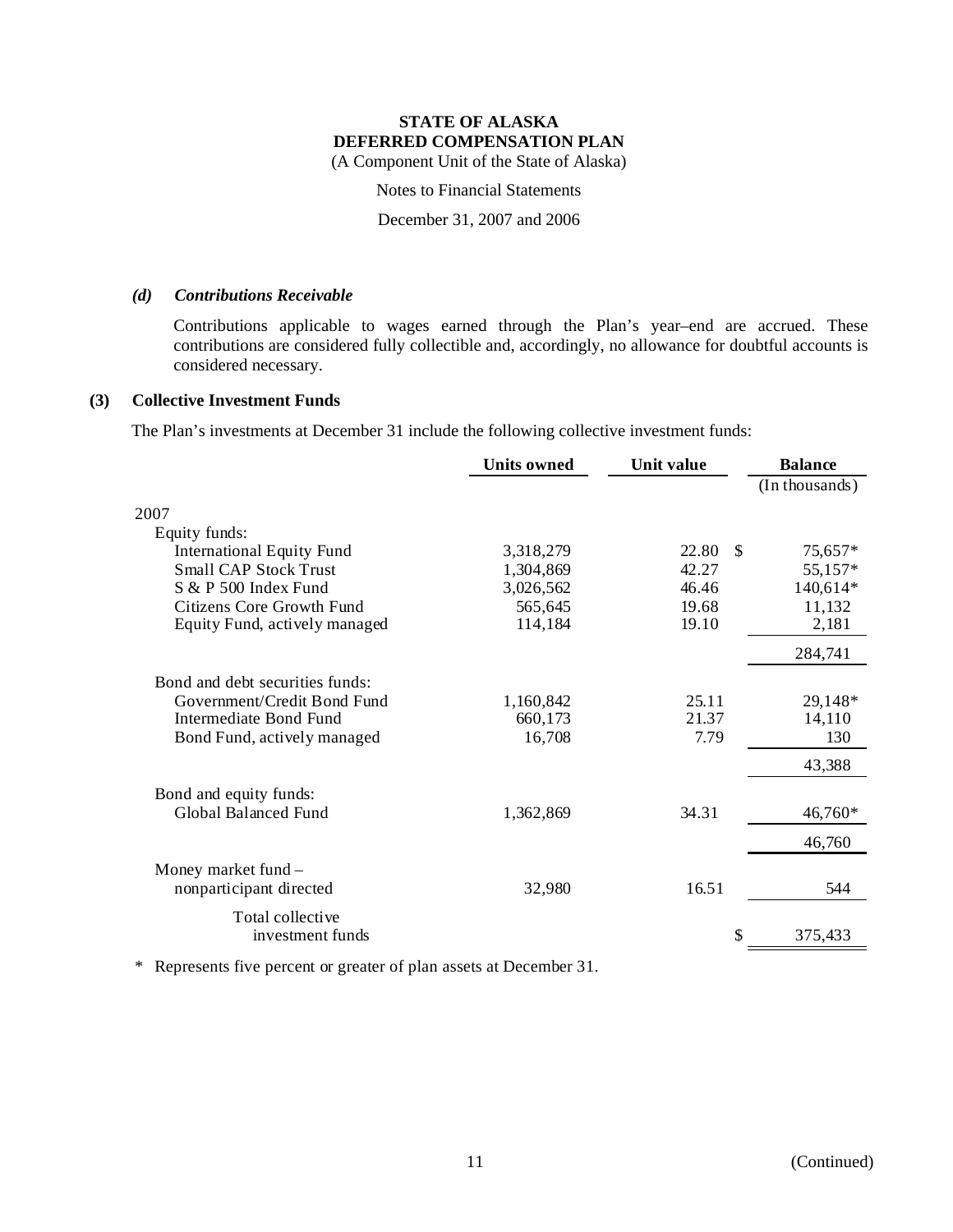**STATE OF ALASKA**
**DEFERRED COMPENSATION PLAN**
(A Component Unit of the State of Alaska)

Notes to Financial Statements

December 31, 2007 and 2006

### *(d) Contributions Receivable*

Contributions applicable to wages earned through the Plan's year–end are accrued. These contributions are considered fully collectible and, accordingly, no allowance for doubtful accounts is considered necessary.

## (3) Collective Investment Funds

The Plan's investments at December 31 include the following collective investment funds:

| | Units owned | Unit value | Balance (In thousands) |
|---|---|---|---|
| 2007 | | | |
| Equity funds: | | | |
| International Equity Fund | 3,318,279 | 22.80 | $ 75,657* |
| Small CAP Stock Trust | 1,304,869 | 42.27 | 55,157* |
| S & P 500 Index Fund | 3,026,562 | 46.46 | 140,614* |
| Citizens Core Growth Fund | 565,645 | 19.68 | 11,132 |
| Equity Fund, actively managed | 114,184 | 19.10 | 2,181 |
| | | | 284,741 |
| Bond and debt securities funds: | | | |
| Government/Credit Bond Fund | 1,160,842 | 25.11 | 29,148* |
| Intermediate Bond Fund | 660,173 | 21.37 | 14,110 |
| Bond Fund, actively managed | 16,708 | 7.79 | 130 |
| | | | 43,388 |
| Bond and equity funds: | | | |
| Global Balanced Fund | 1,362,869 | 34.31 | 46,760* |
| | | | 46,760 |
| Money market fund – nonparticipant directed | 32,980 | 16.51 | 544 |
| Total collective investment funds | | | $ 375,433 |

\* Represents five percent or greater of plan assets at December 31.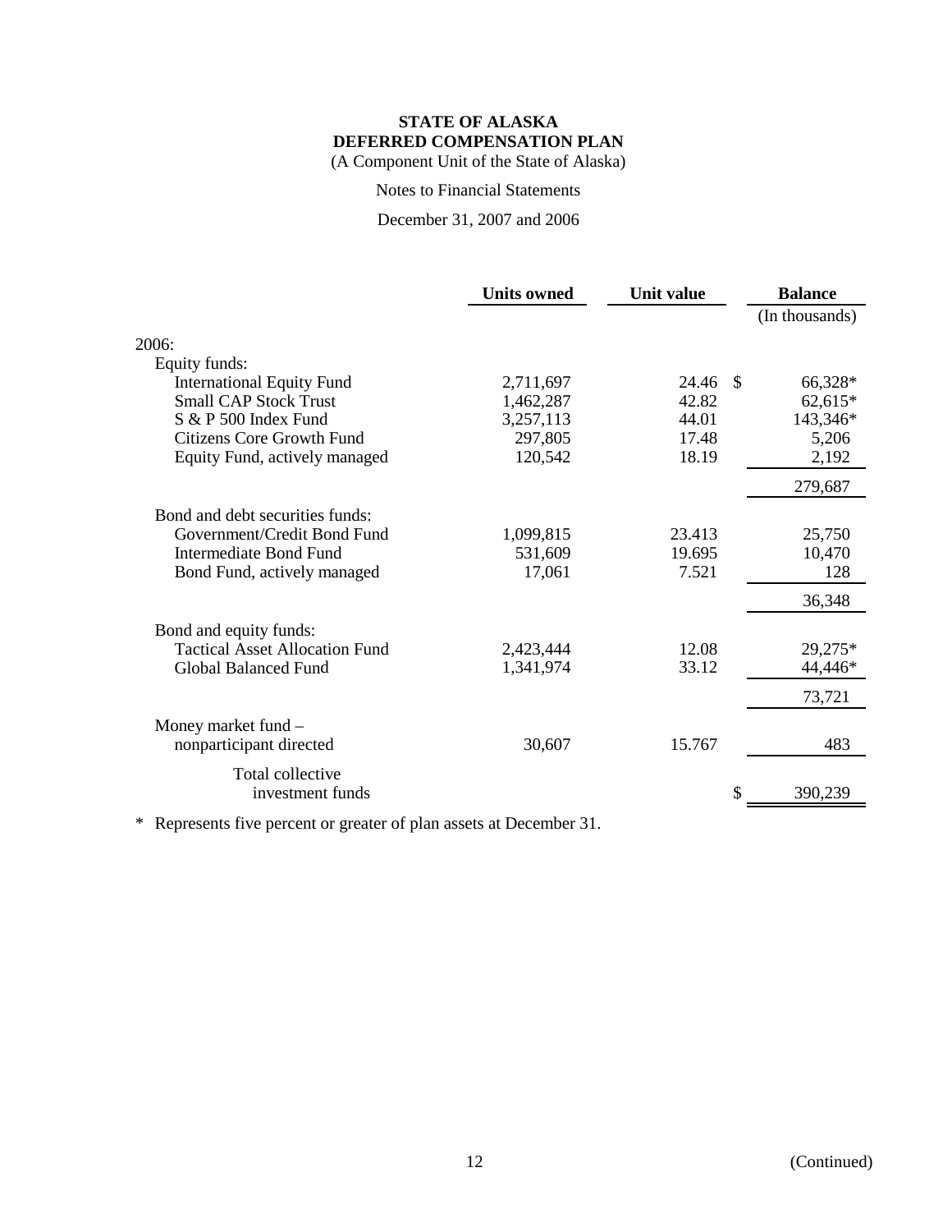**STATE OF ALASKA**
**DEFERRED COMPENSATION PLAN**
(A Component Unit of the State of Alaska)

Notes to Financial Statements

December 31, 2007 and 2006

| | Units owned | Unit value | Balance (In thousands) |
|---|---|---|---|
| 2006: | | | |
| Equity funds: | | | |
| International Equity Fund | 2,711,697 | 24.46 | $ 66,328* |
| Small CAP Stock Trust | 1,462,287 | 42.82 | 62,615* |
| S & P 500 Index Fund | 3,257,113 | 44.01 | 143,346* |
| Citizens Core Growth Fund | 297,805 | 17.48 | 5,206 |
| Equity Fund, actively managed | 120,542 | 18.19 | 2,192 |
| | | | 279,687 |
| Bond and debt securities funds: | | | |
| Government/Credit Bond Fund | 1,099,815 | 23.413 | 25,750 |
| Intermediate Bond Fund | 531,609 | 19.695 | 10,470 |
| Bond Fund, actively managed | 17,061 | 7.521 | 128 |
| | | | 36,348 |
| Bond and equity funds: | | | |
| Tactical Asset Allocation Fund | 2,423,444 | 12.08 | 29,275* |
| Global Balanced Fund | 1,341,974 | 33.12 | 44,446* |
| | | | 73,721 |
| Money market fund – nonparticipant directed | 30,607 | 15.767 | 483 |
| Total collective investment funds | | | $ 390,239 |

\* Represents five percent or greater of plan assets at December 31.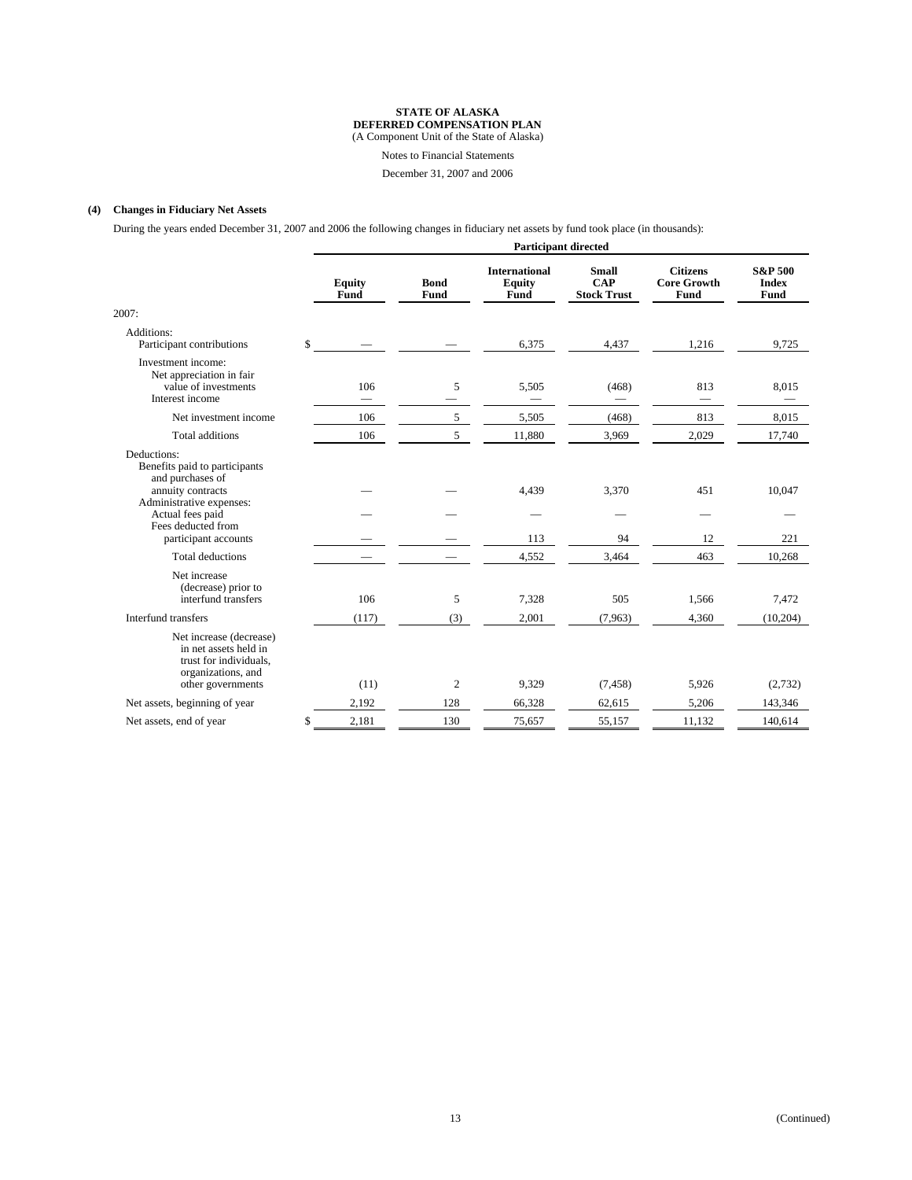**STATE OF ALASKA**
**DEFERRED COMPENSATION PLAN**
(A Component Unit of the State of Alaska)

Notes to Financial Statements

December 31, 2007 and 2006

### (4) Changes in Fiduciary Net Assets

During the years ended December 31, 2007 and 2006 the following changes in fiduciary net assets by fund took place (in thousands):

| | Participant directed | | | | | |
|---|---|---|---|---|---|---|
| | **Equity Fund** | **Bond Fund** | **International Equity Fund** | **Small CAP Stock Trust** | **Citizens Core Growth Fund** | **S&P 500 Index Fund** |
| 2007: | | | | | | |
| Additions: | | | | | | |
| Participant contributions | $ — | — | 6,375 | 4,437 | 1,216 | 9,725 |
| Investment income: | | | | | | |
| Net appreciation in fair value of investments | 106 | 5 | 5,505 | (468) | 813 | 8,015 |
| Interest income | — | — | — | — | — | — |
| Net investment income | 106 | 5 | 5,505 | (468) | 813 | 8,015 |
| Total additions | 106 | 5 | 11,880 | 3,969 | 2,029 | 17,740 |
| Deductions: | | | | | | |
| Benefits paid to participants and purchases of annuity contracts | — | — | 4,439 | 3,370 | 451 | 10,047 |
| Administrative expenses: | | | | | | |
| Actual fees paid | — | — | — | — | — | — |
| Fees deducted from participant accounts | — | — | 113 | 94 | 12 | 221 |
| Total deductions | — | — | 4,552 | 3,464 | 463 | 10,268 |
| Net increase (decrease) prior to interfund transfers | 106 | 5 | 7,328 | 505 | 1,566 | 7,472 |
| Interfund transfers | (117) | (3) | 2,001 | (7,963) | 4,360 | (10,204) |
| Net increase (decrease) in net assets held in trust for individuals, organizations, and other governments | (11) | 2 | 9,329 | (7,458) | 5,926 | (2,732) |
| Net assets, beginning of year | 2,192 | 128 | 66,328 | 62,615 | 5,206 | 143,346 |
| Net assets, end of year | $ 2,181 | 130 | 75,657 | 55,157 | 11,132 | 140,614 |

(Continued)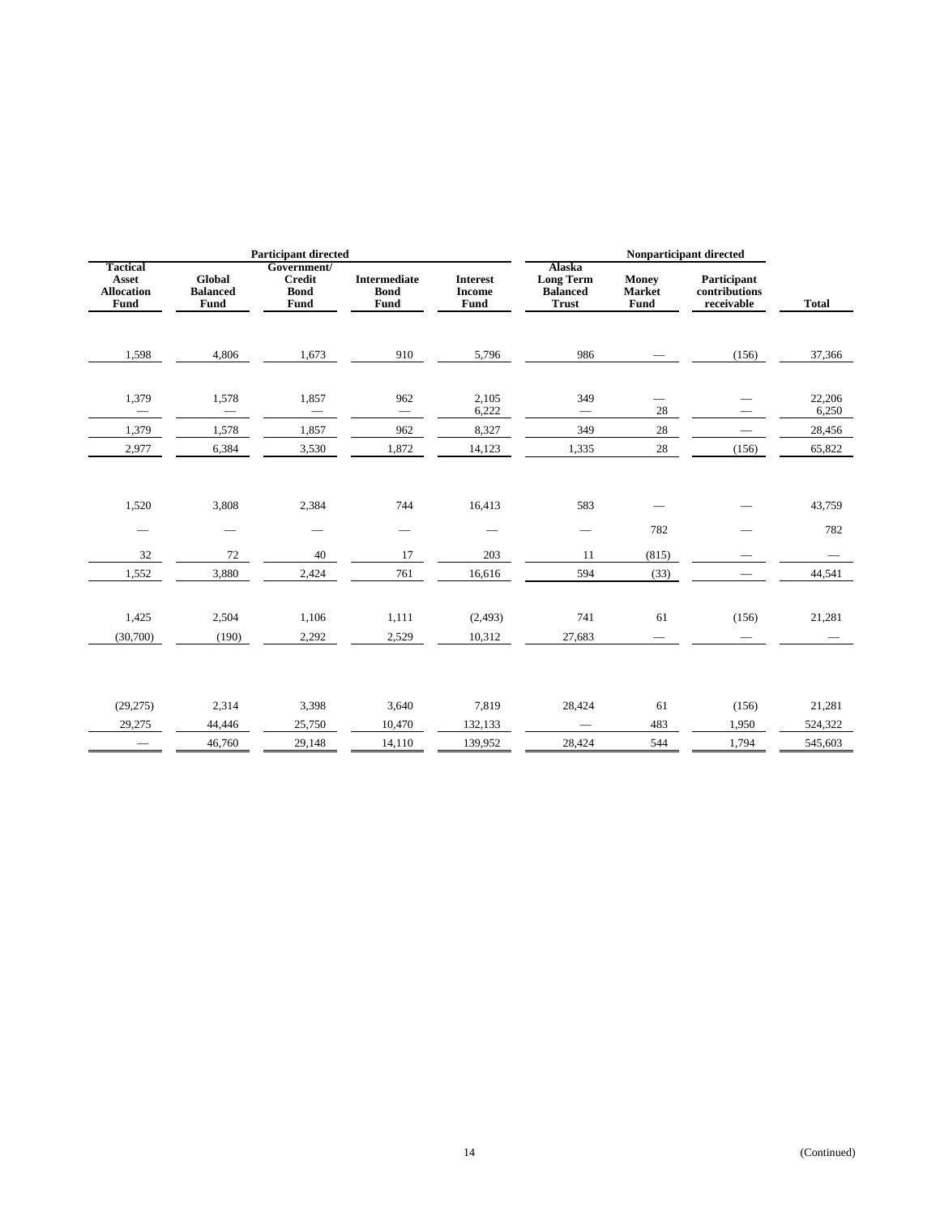| Participant directed | | | | | Nonparticipant directed | | | |
|---|---|---|---|---|---|---|---|---|
| Tactical Asset Allocation Fund | Global Balanced Fund | Government/ Credit Bond Fund | Intermediate Bond Fund | Interest Income Fund | Alaska Long Term Balanced Trust | Money Market Fund | Participant contributions receivable | Total |
| 1,598 | 4,806 | 1,673 | 910 | 5,796 | 986 | — | (156) | 37,366 |
| 1,379 | 1,578 | 1,857 | 962 | 2,105 | 349 | — | — | 22,206 |
| — | — | — | — | 6,222 | — | 28 | — | 6,250 |
| 1,379 | 1,578 | 1,857 | 962 | 8,327 | 349 | 28 | — | 28,456 |
| 2,977 | 6,384 | 3,530 | 1,872 | 14,123 | 1,335 | 28 | (156) | 65,822 |
| 1,520 | 3,808 | 2,384 | 744 | 16,413 | 583 | — | — | 43,759 |
| — | — | — | — | — | — | 782 | — | 782 |
| 32 | 72 | 40 | 17 | 203 | 11 | (815) | — | — |
| 1,552 | 3,880 | 2,424 | 761 | 16,616 | 594 | (33) | — | 44,541 |
| 1,425 | 2,504 | 1,106 | 1,111 | (2,493) | 741 | 61 | (156) | 21,281 |
| (30,700) | (190) | 2,292 | 2,529 | 10,312 | 27,683 | — | — | — |
| (29,275) | 2,314 | 3,398 | 3,640 | 7,819 | 28,424 | 61 | (156) | 21,281 |
| 29,275 | 44,446 | 25,750 | 10,470 | 132,133 | — | 483 | 1,950 | 524,322 |
| — | 46,760 | 29,148 | 14,110 | 139,952 | 28,424 | 544 | 1,794 | 545,603 |

(Continued)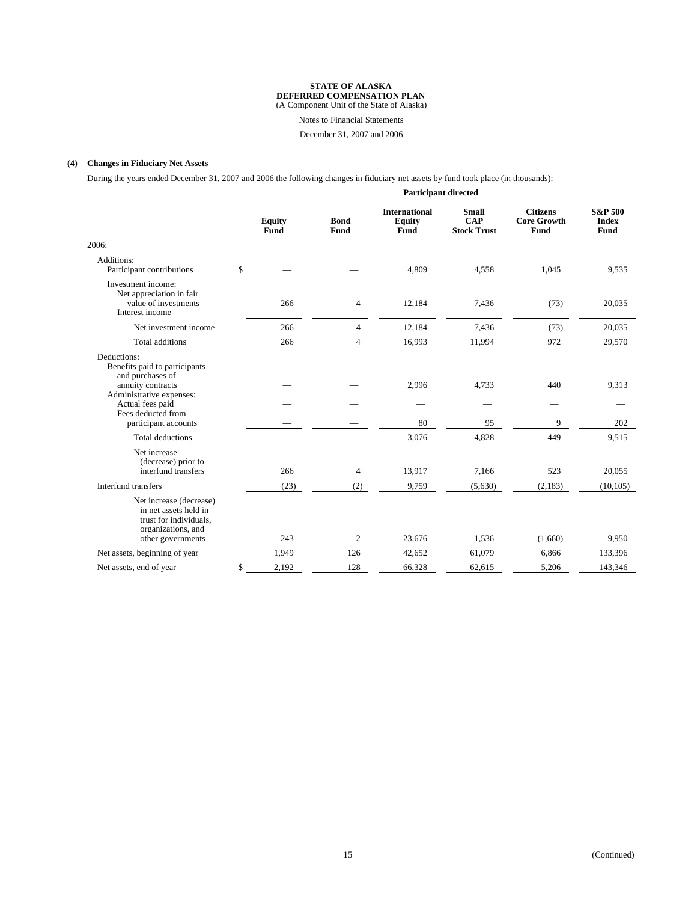**STATE OF ALASKA**
**DEFERRED COMPENSATION PLAN**
(A Component Unit of the State of Alaska)

Notes to Financial Statements

December 31, 2007 and 2006

**(4) Changes in Fiduciary Net Assets**

During the years ended December 31, 2007 and 2006 the following changes in fiduciary net assets by fund took place (in thousands):

| | Participant directed | | | | | |
|---|---|---|---|---|---|---|
| | **Equity Fund** | **Bond Fund** | **International Equity Fund** | **Small CAP Stock Trust** | **Citizens Core Growth Fund** | **S&P 500 Index Fund** |
| 2006: | | | | | | |
| Additions: | | | | | | |
| Participant contributions | $ — | — | 4,809 | 4,558 | 1,045 | 9,535 |
| Investment income: | | | | | | |
| Net appreciation in fair value of investments | 266 | 4 | 12,184 | 7,436 | (73) | 20,035 |
| Interest income | — | — | — | — | — | — |
| Net investment income | 266 | 4 | 12,184 | 7,436 | (73) | 20,035 |
| Total additions | 266 | 4 | 16,993 | 11,994 | 972 | 29,570 |
| Deductions: | | | | | | |
| Benefits paid to participants and purchases of annuity contracts | — | — | 2,996 | 4,733 | 440 | 9,313 |
| Administrative expenses: | | | | | | |
| Actual fees paid | — | — | — | — | — | — |
| Fees deducted from participant accounts | — | — | 80 | 95 | 9 | 202 |
| Total deductions | — | — | 3,076 | 4,828 | 449 | 9,515 |
| Net increase (decrease) prior to interfund transfers | 266 | 4 | 13,917 | 7,166 | 523 | 20,055 |
| Interfund transfers | (23) | (2) | 9,759 | (5,630) | (2,183) | (10,105) |
| Net increase (decrease) in net assets held in trust for individuals, organizations, and other governments | 243 | 2 | 23,676 | 1,536 | (1,660) | 9,950 |
| Net assets, beginning of year | 1,949 | 126 | 42,652 | 61,079 | 6,866 | 133,396 |
| Net assets, end of year | $ 2,192 | 128 | 66,328 | 62,615 | 5,206 | 143,346 |

(Continued)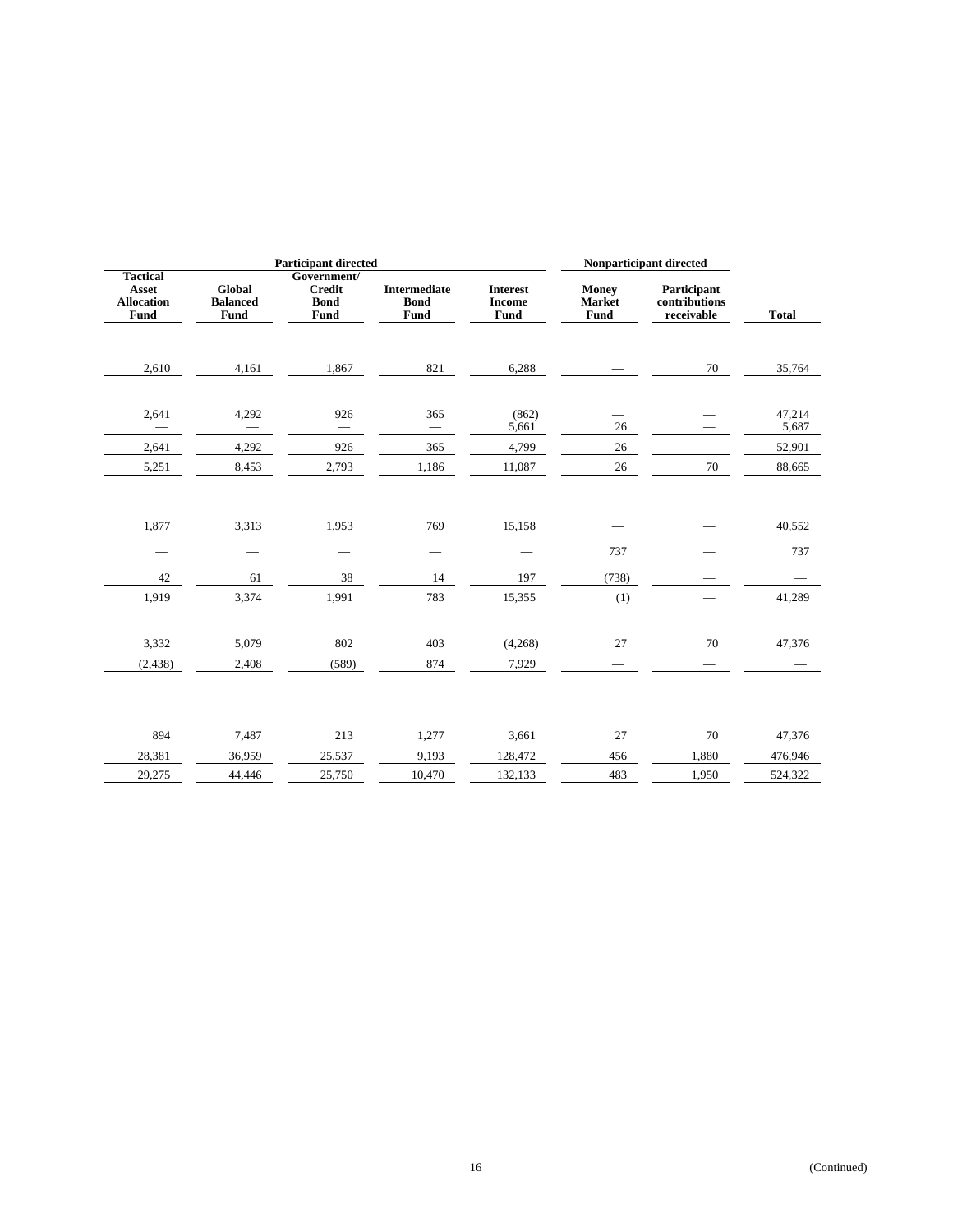| Participant directed | | | | | Nonparticipant directed | | |
|---|---|---|---|---|---|---|---|
| Tactical Asset Allocation Fund | Global Balanced Fund | Government/ Credit Bond Fund | Intermediate Bond Fund | Interest Income Fund | Money Market Fund | Participant contributions receivable | Total |
| 2,610 | 4,161 | 1,867 | 821 | 6,288 | — | 70 | 35,764 |
| 2,641 | 4,292 | 926 | 365 | (862) | — | — | 47,214 |
| — | — | — | — | 5,661 | 26 | — | 5,687 |
| 2,641 | 4,292 | 926 | 365 | 4,799 | 26 | — | 52,901 |
| 5,251 | 8,453 | 2,793 | 1,186 | 11,087 | 26 | 70 | 88,665 |
| 1,877 | 3,313 | 1,953 | 769 | 15,158 | — | — | 40,552 |
| — | — | — | — | — | 737 | — | 737 |
| 42 | 61 | 38 | 14 | 197 | (738) | — | — |
| 1,919 | 3,374 | 1,991 | 783 | 15,355 | (1) | — | 41,289 |
| 3,332 | 5,079 | 802 | 403 | (4,268) | 27 | 70 | 47,376 |
| (2,438) | 2,408 | (589) | 874 | 7,929 | — | — | — |
| 894 | 7,487 | 213 | 1,277 | 3,661 | 27 | 70 | 47,376 |
| 28,381 | 36,959 | 25,537 | 9,193 | 128,472 | 456 | 1,880 | 476,946 |
| 29,275 | 44,446 | 25,750 | 10,470 | 132,133 | 483 | 1,950 | 524,322 |

(Continued)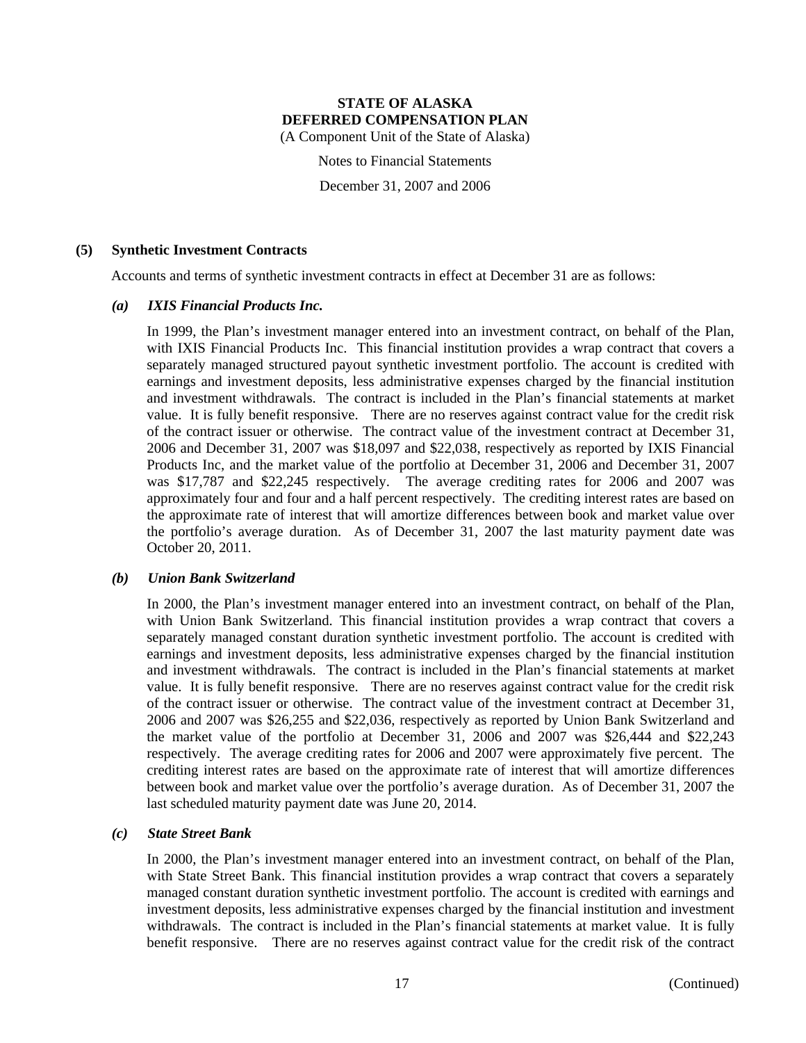## (5) Synthetic Investment Contracts

Accounts and terms of synthetic investment contracts in effect at December 31 are as follows:

### *(a) IXIS Financial Products Inc.*

In 1999, the Plan's investment manager entered into an investment contract, on behalf of the Plan, with IXIS Financial Products Inc. This financial institution provides a wrap contract that covers a separately managed structured payout synthetic investment portfolio. The account is credited with earnings and investment deposits, less administrative expenses charged by the financial institution and investment withdrawals. The contract is included in the Plan's financial statements at market value. It is fully benefit responsive. There are no reserves against contract value for the credit risk of the contract issuer or otherwise. The contract value of the investment contract at December 31, 2006 and December 31, 2007 was $18,097 and $22,038, respectively as reported by IXIS Financial Products Inc, and the market value of the portfolio at December 31, 2006 and December 31, 2007 was $17,787 and $22,245 respectively. The average crediting rates for 2006 and 2007 was approximately four and four and a half percent respectively. The crediting interest rates are based on the approximate rate of interest that will amortize differences between book and market value over the portfolio's average duration. As of December 31, 2007 the last maturity payment date was October 20, 2011.

### *(b) Union Bank Switzerland*

In 2000, the Plan's investment manager entered into an investment contract, on behalf of the Plan, with Union Bank Switzerland. This financial institution provides a wrap contract that covers a separately managed constant duration synthetic investment portfolio. The account is credited with earnings and investment deposits, less administrative expenses charged by the financial institution and investment withdrawals. The contract is included in the Plan's financial statements at market value. It is fully benefit responsive. There are no reserves against contract value for the credit risk of the contract issuer or otherwise. The contract value of the investment contract at December 31, 2006 and 2007 was $26,255 and $22,036, respectively as reported by Union Bank Switzerland and the market value of the portfolio at December 31, 2006 and 2007 was $26,444 and $22,243 respectively. The average crediting rates for 2006 and 2007 were approximately five percent. The crediting interest rates are based on the approximate rate of interest that will amortize differences between book and market value over the portfolio's average duration. As of December 31, 2007 the last scheduled maturity payment date was June 20, 2014.

### *(c) State Street Bank*

In 2000, the Plan's investment manager entered into an investment contract, on behalf of the Plan, with State Street Bank. This financial institution provides a wrap contract that covers a separately managed constant duration synthetic investment portfolio. The account is credited with earnings and investment deposits, less administrative expenses charged by the financial institution and investment withdrawals. The contract is included in the Plan's financial statements at market value. It is fully benefit responsive. There are no reserves against contract value for the credit risk of the contract

(Continued)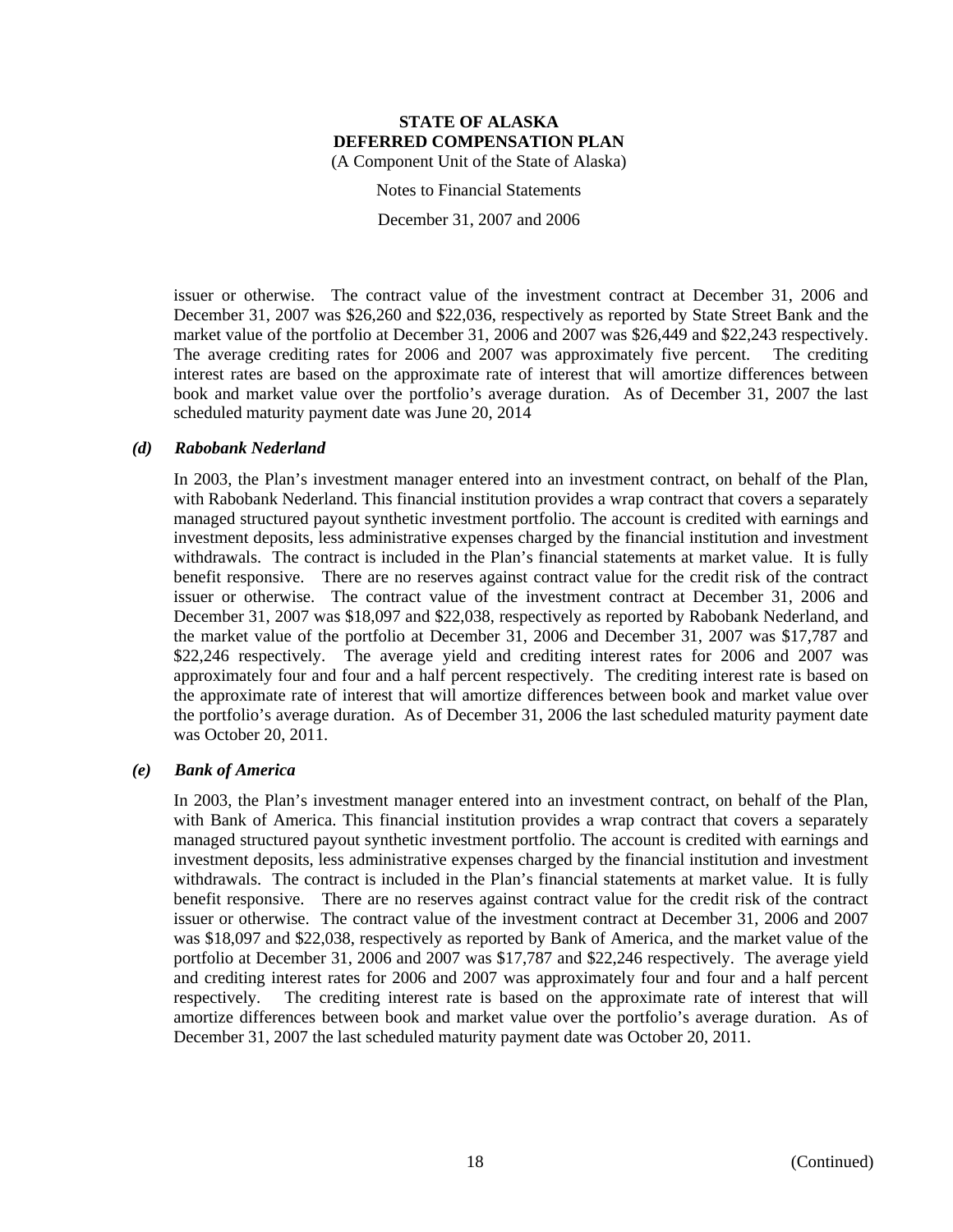issuer or otherwise. The contract value of the investment contract at December 31, 2006 and December 31, 2007 was $26,260 and $22,036, respectively as reported by State Street Bank and the market value of the portfolio at December 31, 2006 and 2007 was $26,449 and $22,243 respectively. The average crediting rates for 2006 and 2007 was approximately five percent. The crediting interest rates are based on the approximate rate of interest that will amortize differences between book and market value over the portfolio's average duration. As of December 31, 2007 the last scheduled maturity payment date was June 20, 2014

### *(d) Rabobank Nederland*

In 2003, the Plan's investment manager entered into an investment contract, on behalf of the Plan, with Rabobank Nederland. This financial institution provides a wrap contract that covers a separately managed structured payout synthetic investment portfolio. The account is credited with earnings and investment deposits, less administrative expenses charged by the financial institution and investment withdrawals. The contract is included in the Plan's financial statements at market value. It is fully benefit responsive. There are no reserves against contract value for the credit risk of the contract issuer or otherwise. The contract value of the investment contract at December 31, 2006 and December 31, 2007 was $18,097 and $22,038, respectively as reported by Rabobank Nederland, and the market value of the portfolio at December 31, 2006 and December 31, 2007 was $17,787 and $22,246 respectively. The average yield and crediting interest rates for 2006 and 2007 was approximately four and four and a half percent respectively. The crediting interest rate is based on the approximate rate of interest that will amortize differences between book and market value over the portfolio's average duration. As of December 31, 2006 the last scheduled maturity payment date was October 20, 2011.

### *(e) Bank of America*

In 2003, the Plan's investment manager entered into an investment contract, on behalf of the Plan, with Bank of America. This financial institution provides a wrap contract that covers a separately managed structured payout synthetic investment portfolio. The account is credited with earnings and investment deposits, less administrative expenses charged by the financial institution and investment withdrawals. The contract is included in the Plan's financial statements at market value. It is fully benefit responsive. There are no reserves against contract value for the credit risk of the contract issuer or otherwise. The contract value of the investment contract at December 31, 2006 and 2007 was $18,097 and $22,038, respectively as reported by Bank of America, and the market value of the portfolio at December 31, 2006 and 2007 was $17,787 and $22,246 respectively. The average yield and crediting interest rates for 2006 and 2007 was approximately four and four and a half percent respectively. The crediting interest rate is based on the approximate rate of interest that will amortize differences between book and market value over the portfolio's average duration. As of December 31, 2007 the last scheduled maturity payment date was October 20, 2011.

(Continued)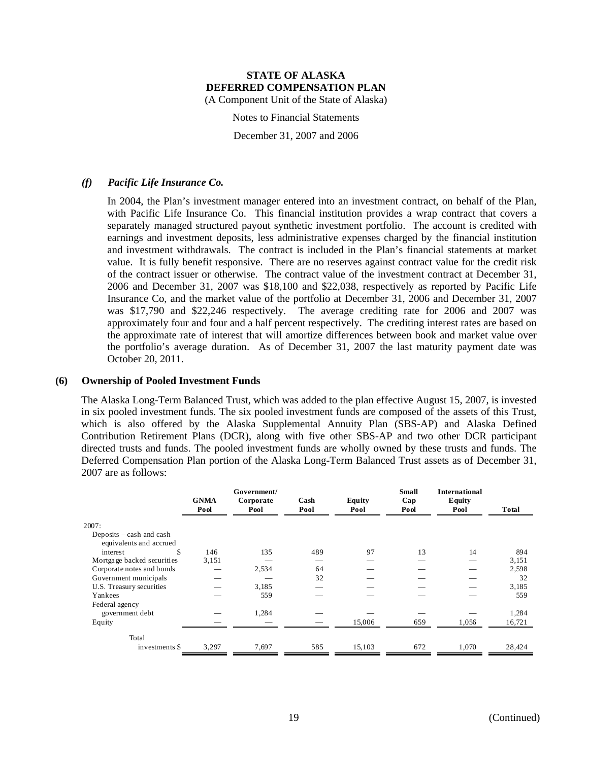**STATE OF ALASKA**
**DEFERRED COMPENSATION PLAN**
(A Component Unit of the State of Alaska)

Notes to Financial Statements

December 31, 2007 and 2006

### *(f) Pacific Life Insurance Co.*

In 2004, the Plan's investment manager entered into an investment contract, on behalf of the Plan, with Pacific Life Insurance Co. This financial institution provides a wrap contract that covers a separately managed structured payout synthetic investment portfolio. The account is credited with earnings and investment deposits, less administrative expenses charged by the financial institution and investment withdrawals. The contract is included in the Plan's financial statements at market value. It is fully benefit responsive. There are no reserves against contract value for the credit risk of the contract issuer or otherwise. The contract value of the investment contract at December 31, 2006 and December 31, 2007 was $18,100 and $22,038, respectively as reported by Pacific Life Insurance Co, and the market value of the portfolio at December 31, 2006 and December 31, 2007 was $17,790 and $22,246 respectively. The average crediting rate for 2006 and 2007 was approximately four and four and a half percent respectively. The crediting interest rates are based on the approximate rate of interest that will amortize differences between book and market value over the portfolio's average duration. As of December 31, 2007 the last maturity payment date was October 20, 2011.

## (6) Ownership of Pooled Investment Funds

The Alaska Long-Term Balanced Trust, which was added to the plan effective August 15, 2007, is invested in six pooled investment funds. The six pooled investment funds are composed of the assets of this Trust, which is also offered by the Alaska Supplemental Annuity Plan (SBS-AP) and Alaska Defined Contribution Retirement Plans (DCR), along with five other SBS-AP and two other DCR participant directed trusts and funds. The pooled investment funds are wholly owned by these trusts and funds. The Deferred Compensation Plan portion of the Alaska Long-Term Balanced Trust assets as of December 31, 2007 are as follows:

| | GNMA Pool | Government/ Corporate Pool | Cash Pool | Equity Pool | Small Cap Pool | International Equity Pool | Total |
|---|---|---|---|---|---|---|---|
| 2007: | | | | | | | |
| Deposits – cash and cash equivalents and accrued interest $ | 146 | 135 | 489 | 97 | 13 | 14 | 894 |
| Mortgage backed securities | 3,151 | — | — | — | — | — | 3,151 |
| Corporate notes and bonds | — | 2,534 | 64 | — | — | — | 2,598 |
| Government municipals | — | — | 32 | — | — | — | 32 |
| U.S. Treasury securities | — | 3,185 | — | — | — | — | 3,185 |
| Yankees | — | 559 | — | — | — | — | 559 |
| Federal agency government debt | — | 1,284 | — | — | — | — | 1,284 |
| Equity | — | — | — | 15,006 | 659 | 1,056 | 16,721 |
| Total investments $ | 3,297 | 7,697 | 585 | 15,103 | 672 | 1,070 | 28,424 |

(Continued)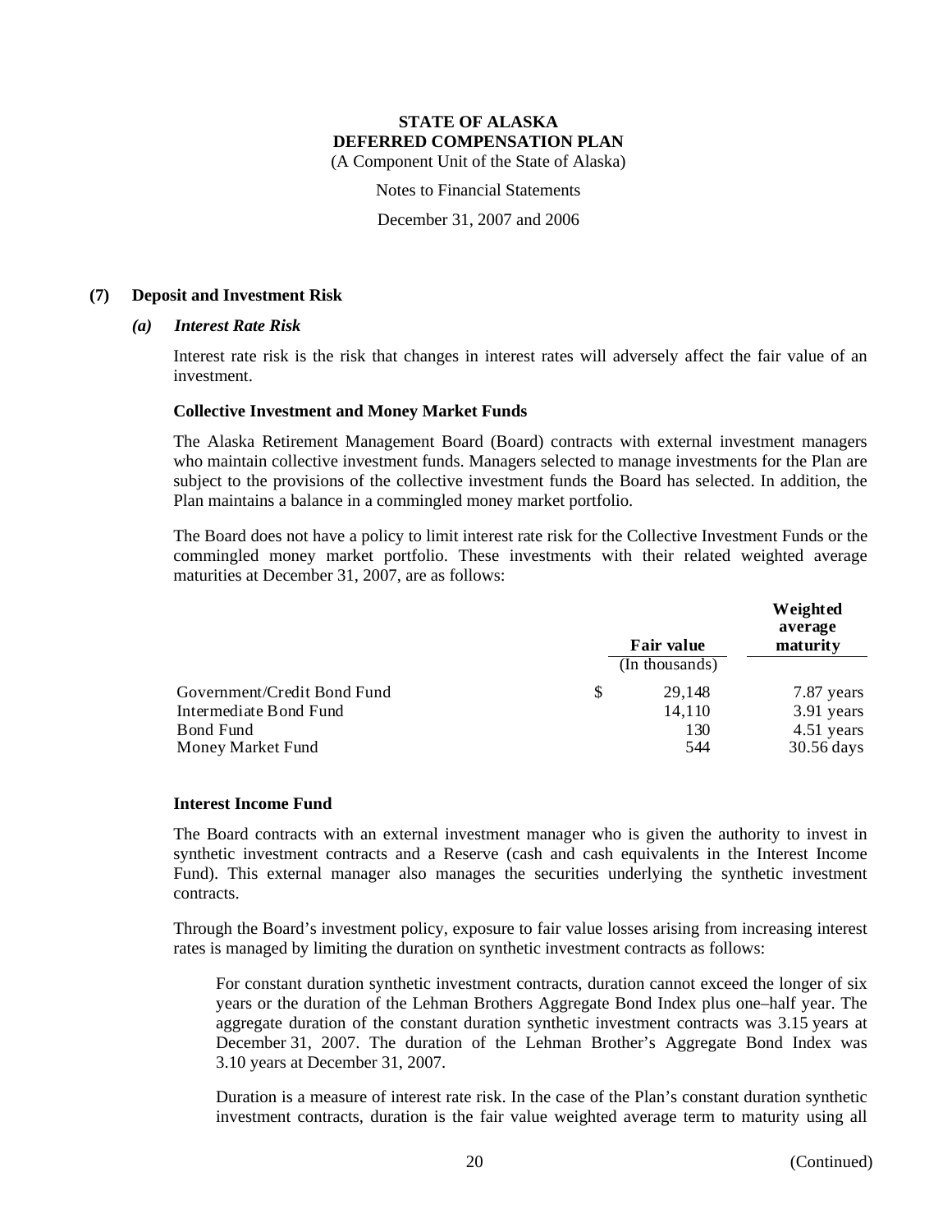## (7) Deposit and Investment Risk

### *(a) Interest Rate Risk*

Interest rate risk is the risk that changes in interest rates will adversely affect the fair value of an investment.

**Collective Investment and Money Market Funds**

The Alaska Retirement Management Board (Board) contracts with external investment managers who maintain collective investment funds. Managers selected to manage investments for the Plan are subject to the provisions of the collective investment funds the Board has selected. In addition, the Plan maintains a balance in a commingled money market portfolio.

The Board does not have a policy to limit interest rate risk for the Collective Investment Funds or the commingled money market portfolio. These investments with their related weighted average maturities at December 31, 2007, are as follows:

| | Fair value (In thousands) | Weighted average maturity |
|---|---|---|
| Government/Credit Bond Fund | $ 29,148 | 7.87 years |
| Intermediate Bond Fund | 14,110 | 3.91 years |
| Bond Fund | 130 | 4.51 years |
| Money Market Fund | 544 | 30.56 days |

**Interest Income Fund**

The Board contracts with an external investment manager who is given the authority to invest in synthetic investment contracts and a Reserve (cash and cash equivalents in the Interest Income Fund). This external manager also manages the securities underlying the synthetic investment contracts.

Through the Board's investment policy, exposure to fair value losses arising from increasing interest rates is managed by limiting the duration on synthetic investment contracts as follows:

For constant duration synthetic investment contracts, duration cannot exceed the longer of six years or the duration of the Lehman Brothers Aggregate Bond Index plus one–half year. The aggregate duration of the constant duration synthetic investment contracts was 3.15 years at December 31, 2007. The duration of the Lehman Brother's Aggregate Bond Index was 3.10 years at December 31, 2007.

Duration is a measure of interest rate risk. In the case of the Plan's constant duration synthetic investment contracts, duration is the fair value weighted average term to maturity using all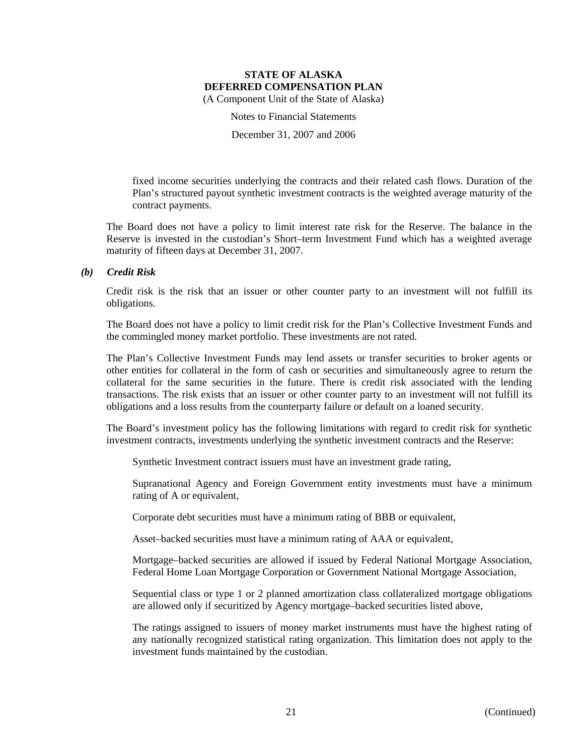fixed income securities underlying the contracts and their related cash flows. Duration of the Plan's structured payout synthetic investment contracts is the weighted average maturity of the contract payments.

The Board does not have a policy to limit interest rate risk for the Reserve. The balance in the Reserve is invested in the custodian's Short–term Investment Fund which has a weighted average maturity of fifteen days at December 31, 2007.

***(b) Credit Risk***

Credit risk is the risk that an issuer or other counter party to an investment will not fulfill its obligations.

The Board does not have a policy to limit credit risk for the Plan's Collective Investment Funds and the commingled money market portfolio. These investments are not rated.

The Plan's Collective Investment Funds may lend assets or transfer securities to broker agents or other entities for collateral in the form of cash or securities and simultaneously agree to return the collateral for the same securities in the future. There is credit risk associated with the lending transactions. The risk exists that an issuer or other counter party to an investment will not fulfill its obligations and a loss results from the counterparty failure or default on a loaned security.

The Board's investment policy has the following limitations with regard to credit risk for synthetic investment contracts, investments underlying the synthetic investment contracts and the Reserve:

Synthetic Investment contract issuers must have an investment grade rating,

Supranational Agency and Foreign Government entity investments must have a minimum rating of A or equivalent,

Corporate debt securities must have a minimum rating of BBB or equivalent,

Asset–backed securities must have a minimum rating of AAA or equivalent,

Mortgage–backed securities are allowed if issued by Federal National Mortgage Association, Federal Home Loan Mortgage Corporation or Government National Mortgage Association,

Sequential class or type 1 or 2 planned amortization class collateralized mortgage obligations are allowed only if securitized by Agency mortgage–backed securities listed above,

The ratings assigned to issuers of money market instruments must have the highest rating of any nationally recognized statistical rating organization. This limitation does not apply to the investment funds maintained by the custodian.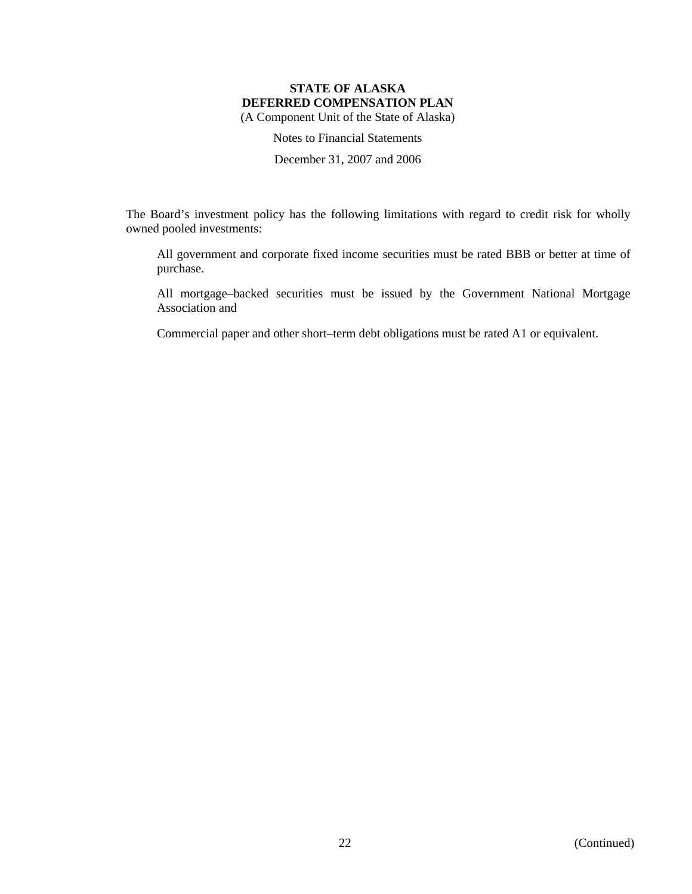The Board's investment policy has the following limitations with regard to credit risk for wholly owned pooled investments:

All government and corporate fixed income securities must be rated BBB or better at time of purchase.

All mortgage–backed securities must be issued by the Government National Mortgage Association and

Commercial paper and other short–term debt obligations must be rated A1 or equivalent.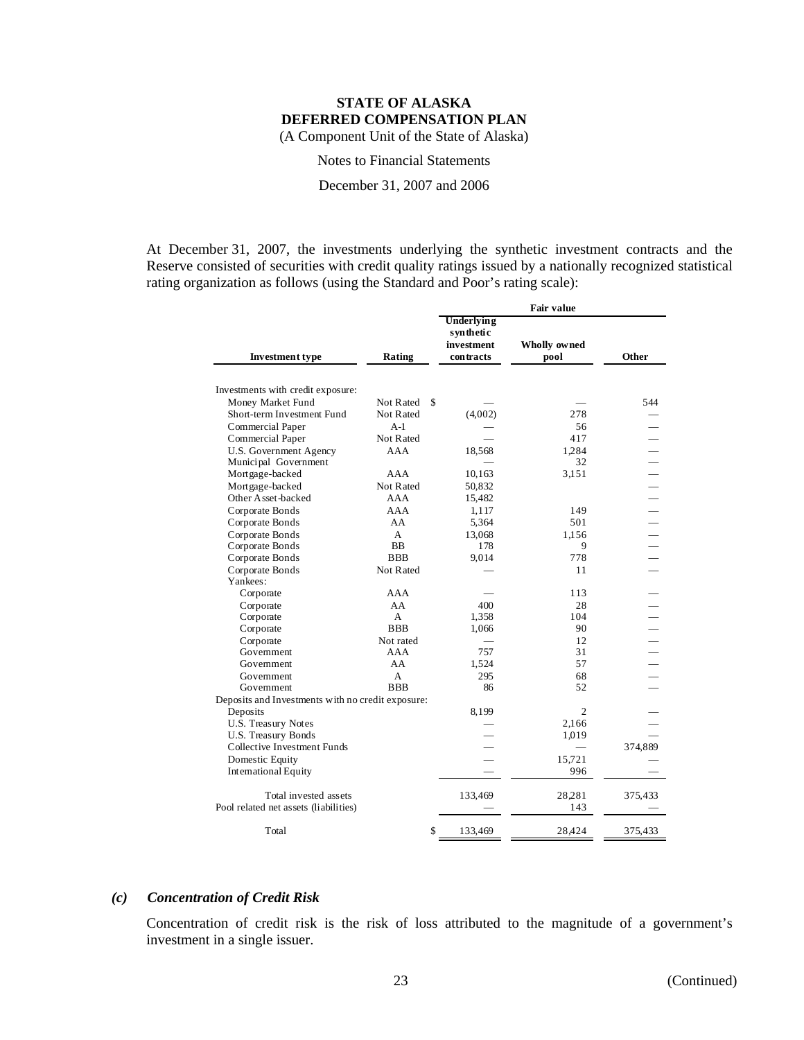# STATE OF ALASKA
## DEFERRED COMPENSATION PLAN
(A Component Unit of the State of Alaska)

Notes to Financial Statements

December 31, 2007 and 2006

At December 31, 2007, the investments underlying the synthetic investment contracts and the Reserve consisted of securities with credit quality ratings issued by a nationally recognized statistical rating organization as follows (using the Standard and Poor's rating scale):

| | | Fair value | | |
|---|---|---|---|---|
| **Investment type** | **Rating** | **Underlying synthetic investment contracts** | **Wholly owned pool** | **Other** |
| Investments with credit exposure: | | | | |
| Money Market Fund | Not Rated | $ — | — | 544 |
| Short-term Investment Fund | Not Rated | (4,002) | 278 | — |
| Commercial Paper | A-1 | — | 56 | — |
| Commercial Paper | Not Rated | — | 417 | — |
| U.S. Government Agency | AAA | 18,568 | 1,284 | — |
| Municipal Government | | — | 32 | — |
| Mortgage-backed | AAA | 10,163 | 3,151 | — |
| Mortgage-backed | Not Rated | 50,832 | | — |
| Other Asset-backed | AAA | 15,482 | | — |
| Corporate Bonds | AAA | 1,117 | 149 | — |
| Corporate Bonds | AA | 5,364 | 501 | — |
| Corporate Bonds | A | 13,068 | 1,156 | — |
| Corporate Bonds | BB | 178 | 9 | — |
| Corporate Bonds | BBB | 9,014 | 778 | — |
| Corporate Bonds | Not Rated | — | 11 | — |
| Yankees: | | | | |
| Corporate | AAA | — | 113 | — |
| Corporate | AA | 400 | 28 | — |
| Corporate | A | 1,358 | 104 | — |
| Corporate | BBB | 1,066 | 90 | — |
| Corporate | Not rated | — | 12 | — |
| Government | AAA | 757 | 31 | — |
| Government | AA | 1,524 | 57 | — |
| Government | A | 295 | 68 | — |
| Government | BBB | 86 | 52 | — |
| Deposits and Investments with no credit exposure: | | | | |
| Deposits | | 8,199 | 2 | — |
| U.S. Treasury Notes | | — | 2,166 | — |
| U.S. Treasury Bonds | | — | 1,019 | — |
| Collective Investment Funds | | — | — | 374,889 |
| Domestic Equity | | — | 15,721 | — |
| International Equity | | — | 996 | — |
| Total invested assets | | 133,469 | 28,281 | 375,433 |
| Pool related net assets (liabilities) | | — | 143 | — |
| Total | | $ 133,469 | 28,424 | 375,433 |

### *(c) Concentration of Credit Risk*

Concentration of credit risk is the risk of loss attributed to the magnitude of a government's investment in a single issuer.

(Continued)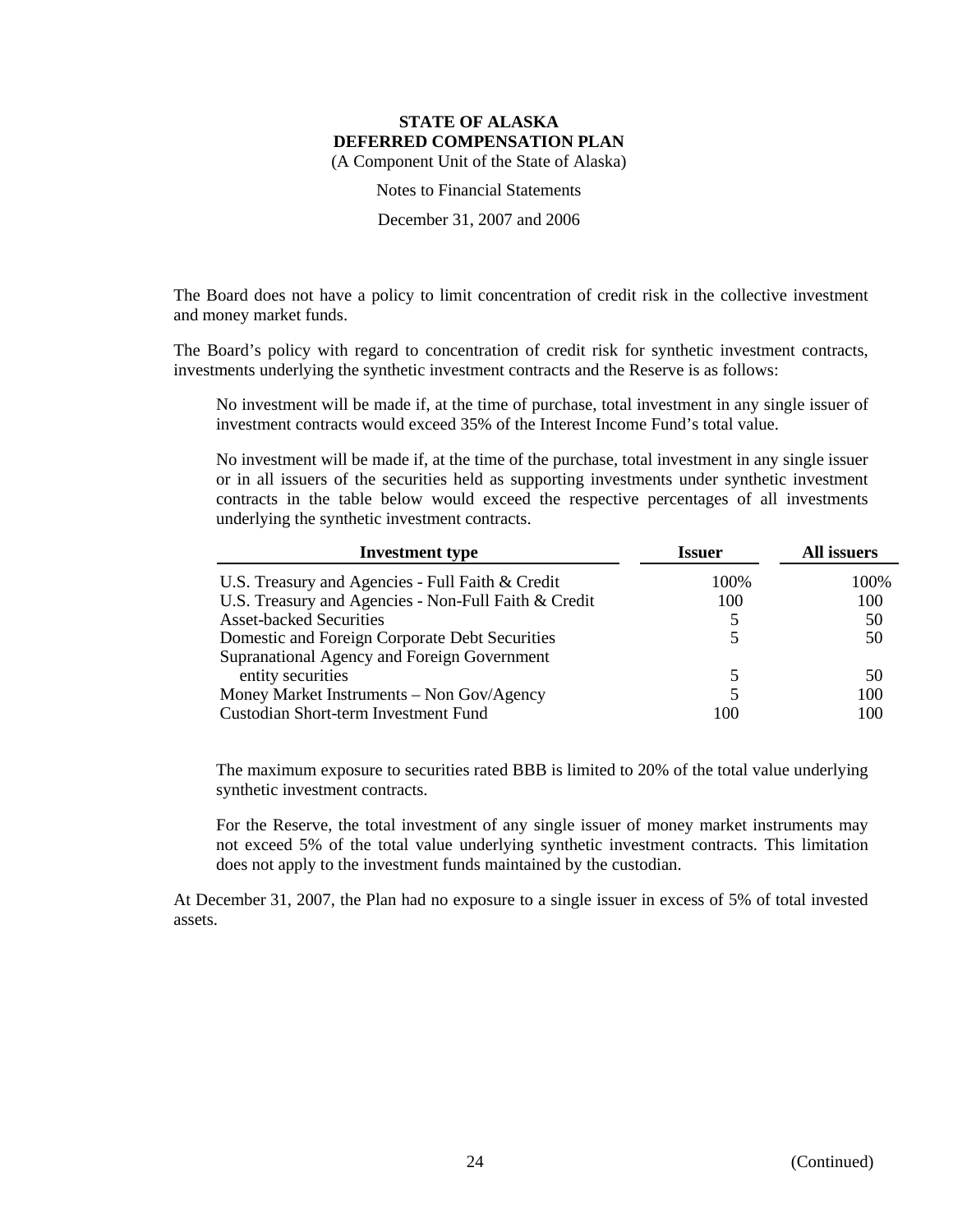**STATE OF ALASKA**
**DEFERRED COMPENSATION PLAN**
(A Component Unit of the State of Alaska)

Notes to Financial Statements

December 31, 2007 and 2006

The Board does not have a policy to limit concentration of credit risk in the collective investment and money market funds.

The Board's policy with regard to concentration of credit risk for synthetic investment contracts, investments underlying the synthetic investment contracts and the Reserve is as follows:

> No investment will be made if, at the time of purchase, total investment in any single issuer of investment contracts would exceed 35% of the Interest Income Fund's total value.
>
> No investment will be made if, at the time of the purchase, total investment in any single issuer or in all issuers of the securities held as supporting investments under synthetic investment contracts in the table below would exceed the respective percentages of all investments underlying the synthetic investment contracts.

| Investment type | Issuer | All issuers |
|---|---|---|
| U.S. Treasury and Agencies - Full Faith & Credit | 100% | 100% |
| U.S. Treasury and Agencies - Non-Full Faith & Credit | 100 | 100 |
| Asset-backed Securities | 5 | 50 |
| Domestic and Foreign Corporate Debt Securities | 5 | 50 |
| Supranational Agency and Foreign Government entity securities | 5 | 50 |
| Money Market Instruments – Non Gov/Agency | 5 | 100 |
| Custodian Short-term Investment Fund | 100 | 100 |

> The maximum exposure to securities rated BBB is limited to 20% of the total value underlying synthetic investment contracts.
>
> For the Reserve, the total investment of any single issuer of money market instruments may not exceed 5% of the total value underlying synthetic investment contracts. This limitation does not apply to the investment funds maintained by the custodian.

At December 31, 2007, the Plan had no exposure to a single issuer in excess of 5% of total invested assets.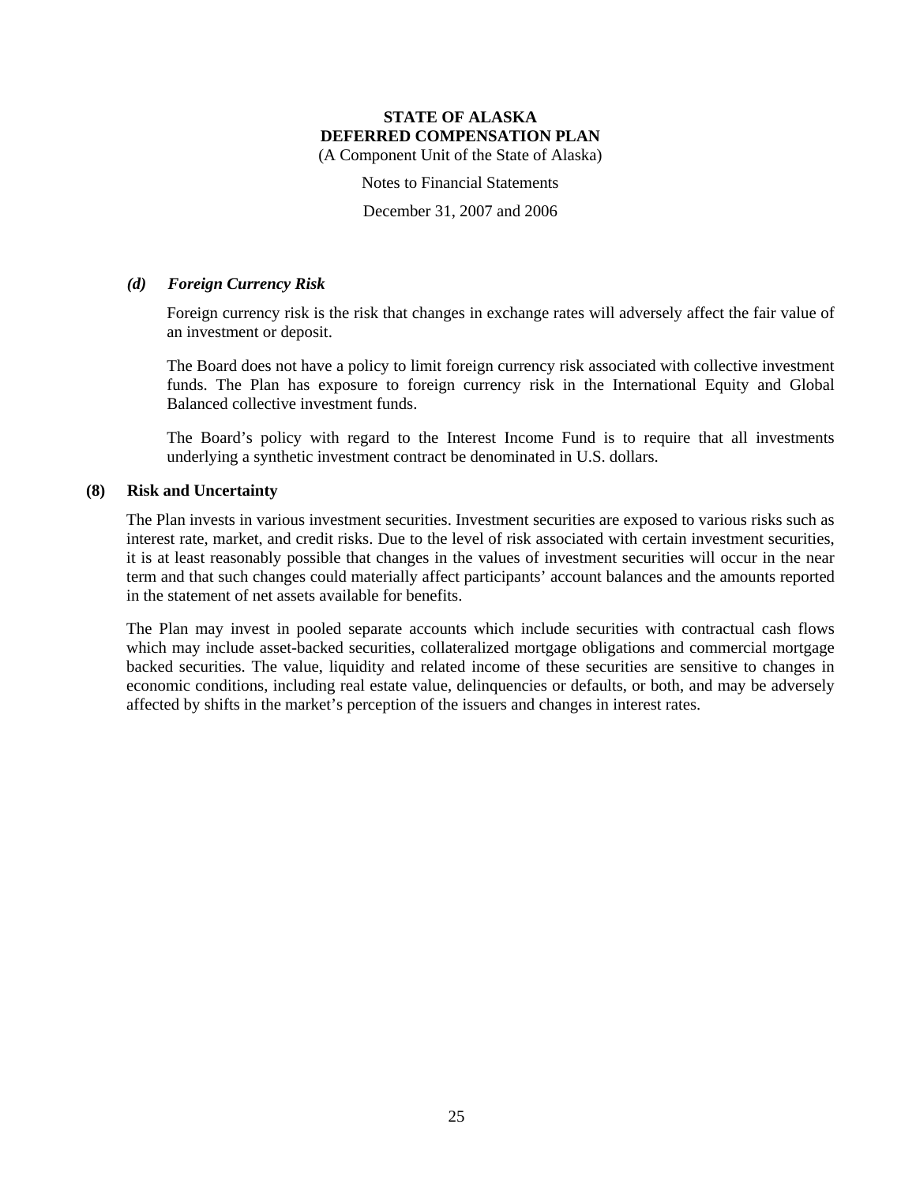#### *(d) Foreign Currency Risk*

Foreign currency risk is the risk that changes in exchange rates will adversely affect the fair value of an investment or deposit.

The Board does not have a policy to limit foreign currency risk associated with collective investment funds. The Plan has exposure to foreign currency risk in the International Equity and Global Balanced collective investment funds.

The Board's policy with regard to the Interest Income Fund is to require that all investments underlying a synthetic investment contract be denominated in U.S. dollars.

### (8) Risk and Uncertainty

The Plan invests in various investment securities. Investment securities are exposed to various risks such as interest rate, market, and credit risks. Due to the level of risk associated with certain investment securities, it is at least reasonably possible that changes in the values of investment securities will occur in the near term and that such changes could materially affect participants' account balances and the amounts reported in the statement of net assets available for benefits.

The Plan may invest in pooled separate accounts which include securities with contractual cash flows which may include asset-backed securities, collateralized mortgage obligations and commercial mortgage backed securities. The value, liquidity and related income of these securities are sensitive to changes in economic conditions, including real estate value, delinquencies or defaults, or both, and may be adversely affected by shifts in the market's perception of the issuers and changes in interest rates.